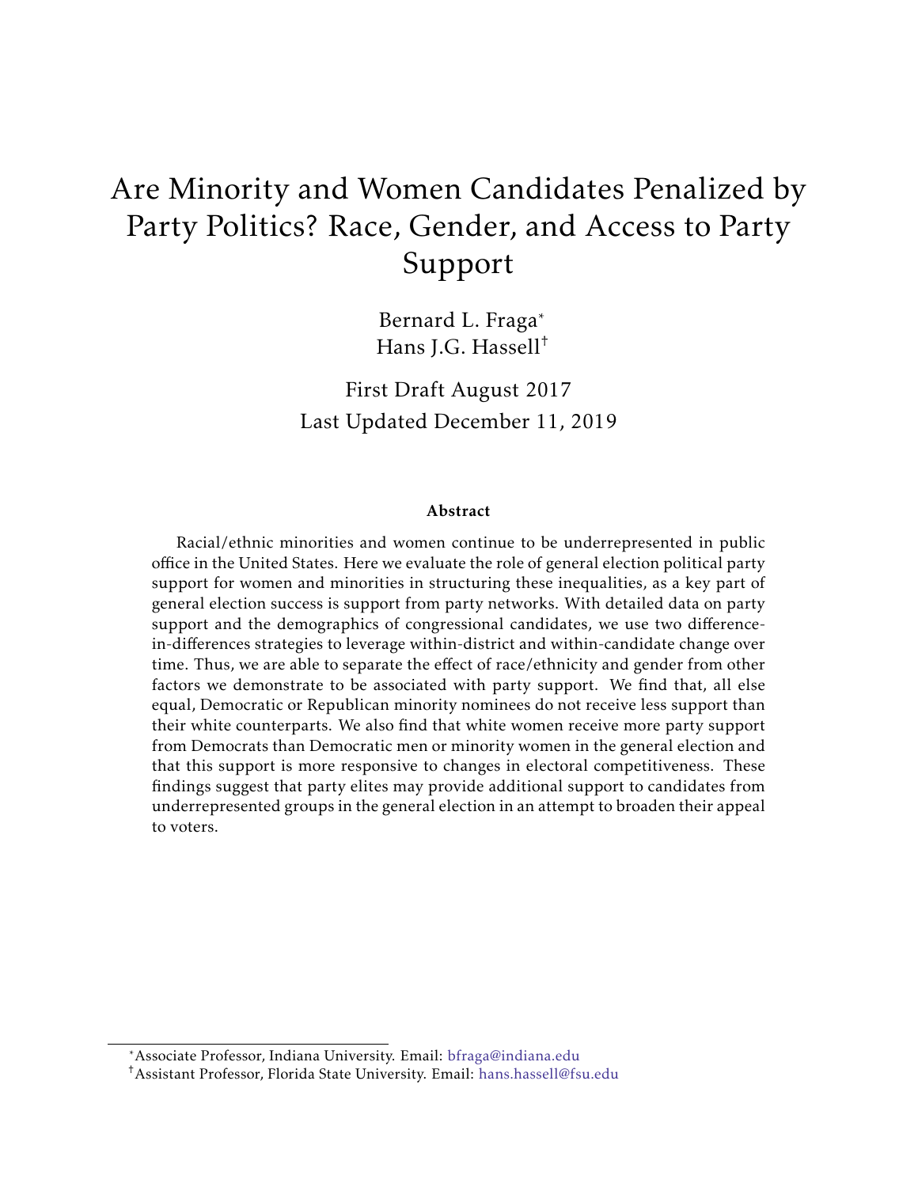# Are Minority and Women Candidates Penalized by Party Politics? Race, Gender, and Access to Party Support

Bernard L. Fraga*
Hans J.G. Hassell†

First Draft August 2017
Last Updated December 11, 2019

### Abstract

Racial/ethnic minorities and women continue to be underrepresented in public office in the United States. Here we evaluate the role of general election political party support for women and minorities in structuring these inequalities, as a key part of general election success is support from party networks. With detailed data on party support and the demographics of congressional candidates, we use two difference-in-differences strategies to leverage within-district and within-candidate change over time. Thus, we are able to separate the effect of race/ethnicity and gender from other factors we demonstrate to be associated with party support. We find that, all else equal, Democratic or Republican minority nominees do not receive less support than their white counterparts. We also find that white women receive more party support from Democrats than Democratic men or minority women in the general election and that this support is more responsive to changes in electoral competitiveness. These findings suggest that party elites may provide additional support to candidates from underrepresented groups in the general election in an attempt to broaden their appeal to voters.

---

*Associate Professor, Indiana University. Email: bfraga@indiana.edu

†Assistant Professor, Florida State University. Email: hans.hassell@fsu.edu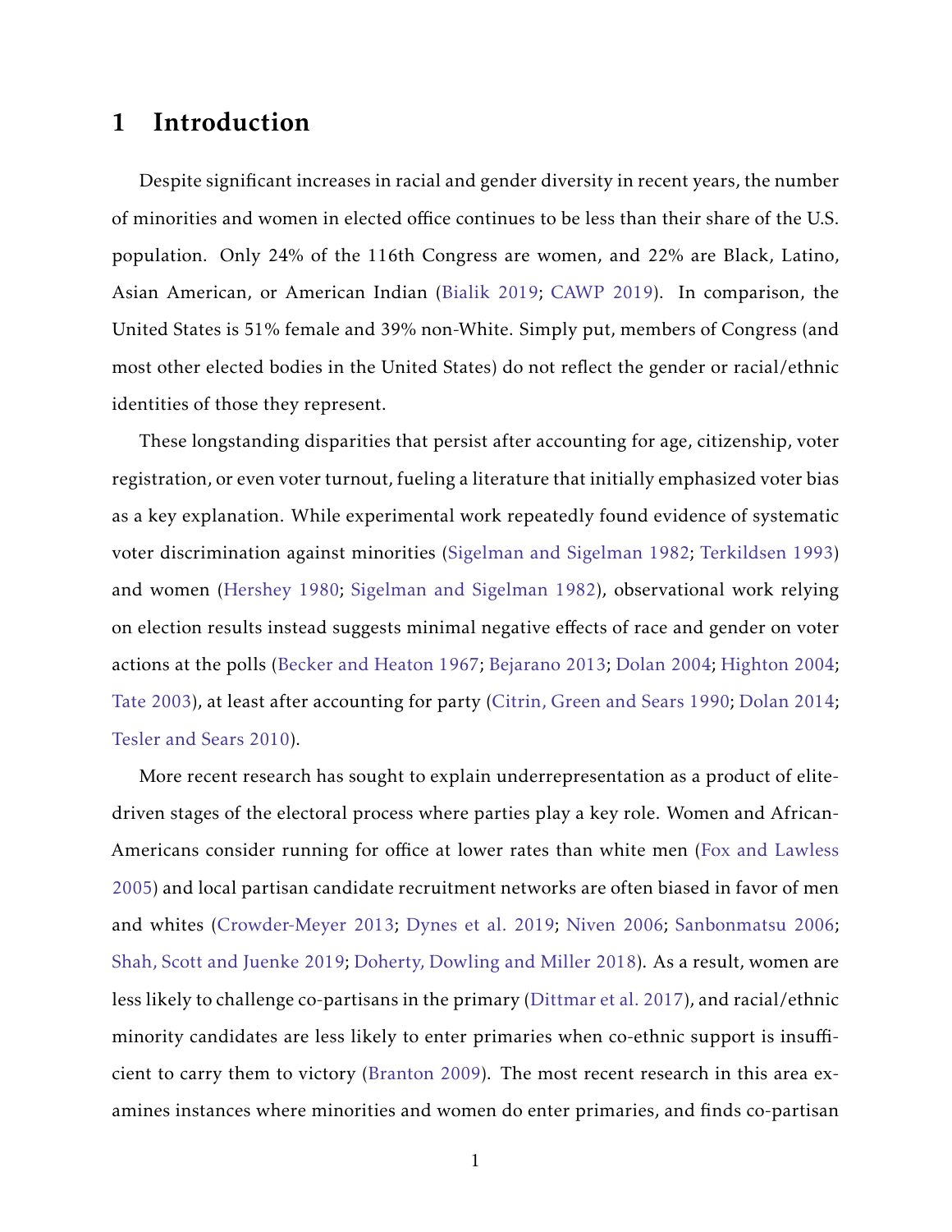# 1 Introduction

Despite significant increases in racial and gender diversity in recent years, the number of minorities and women in elected office continues to be less than their share of the U.S. population. Only 24% of the 116th Congress are women, and 22% are Black, Latino, Asian American, or American Indian (Bialik 2019; CAWP 2019). In comparison, the United States is 51% female and 39% non-White. Simply put, members of Congress (and most other elected bodies in the United States) do not reflect the gender or racial/ethnic identities of those they represent.

These longstanding disparities that persist after accounting for age, citizenship, voter registration, or even voter turnout, fueling a literature that initially emphasized voter bias as a key explanation. While experimental work repeatedly found evidence of systematic voter discrimination against minorities (Sigelman and Sigelman 1982; Terkildsen 1993) and women (Hershey 1980; Sigelman and Sigelman 1982), observational work relying on election results instead suggests minimal negative effects of race and gender on voter actions at the polls (Becker and Heaton 1967; Bejarano 2013; Dolan 2004; Highton 2004; Tate 2003), at least after accounting for party (Citrin, Green and Sears 1990; Dolan 2014; Tesler and Sears 2010).

More recent research has sought to explain underrepresentation as a product of elite-driven stages of the electoral process where parties play a key role. Women and African-Americans consider running for office at lower rates than white men (Fox and Lawless 2005) and local partisan candidate recruitment networks are often biased in favor of men and whites (Crowder-Meyer 2013; Dynes et al. 2019; Niven 2006; Sanbonmatsu 2006; Shah, Scott and Juenke 2019; Doherty, Dowling and Miller 2018). As a result, women are less likely to challenge co-partisans in the primary (Dittmar et al. 2017), and racial/ethnic minority candidates are less likely to enter primaries when co-ethnic support is insufficient to carry them to victory (Branton 2009). The most recent research in this area examines instances where minorities and women do enter primaries, and finds co-partisan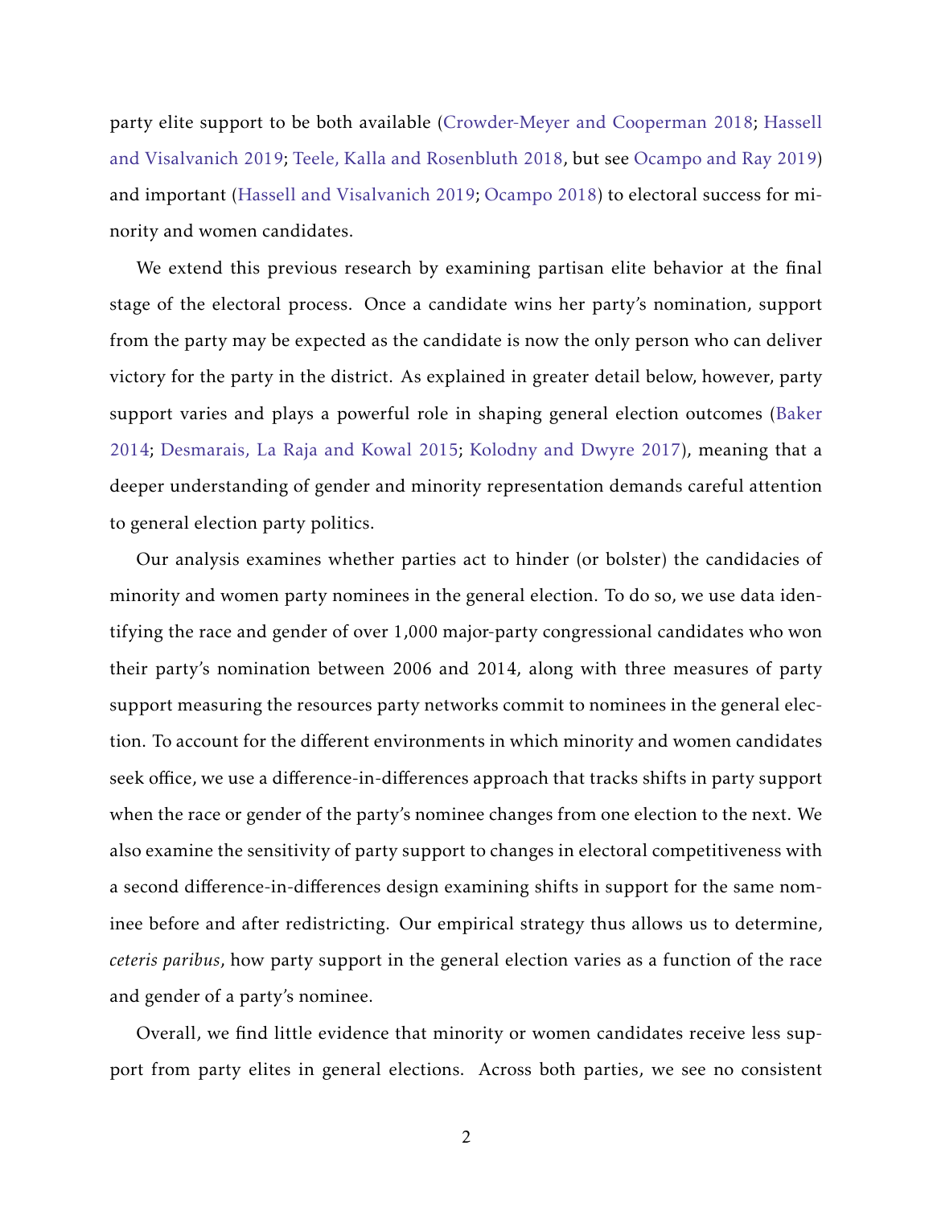party elite support to be both available (Crowder-Meyer and Cooperman 2018; Hassell and Visalvanich 2019; Teele, Kalla and Rosenbluth 2018, but see Ocampo and Ray 2019) and important (Hassell and Visalvanich 2019; Ocampo 2018) to electoral success for minority and women candidates.

We extend this previous research by examining partisan elite behavior at the final stage of the electoral process. Once a candidate wins her party's nomination, support from the party may be expected as the candidate is now the only person who can deliver victory for the party in the district. As explained in greater detail below, however, party support varies and plays a powerful role in shaping general election outcomes (Baker 2014; Desmarais, La Raja and Kowal 2015; Kolodny and Dwyre 2017), meaning that a deeper understanding of gender and minority representation demands careful attention to general election party politics.

Our analysis examines whether parties act to hinder (or bolster) the candidacies of minority and women party nominees in the general election. To do so, we use data identifying the race and gender of over 1,000 major-party congressional candidates who won their party's nomination between 2006 and 2014, along with three measures of party support measuring the resources party networks commit to nominees in the general election. To account for the different environments in which minority and women candidates seek office, we use a difference-in-differences approach that tracks shifts in party support when the race or gender of the party's nominee changes from one election to the next. We also examine the sensitivity of party support to changes in electoral competitiveness with a second difference-in-differences design examining shifts in support for the same nominee before and after redistricting. Our empirical strategy thus allows us to determine, *ceteris paribus*, how party support in the general election varies as a function of the race and gender of a party's nominee.

Overall, we find little evidence that minority or women candidates receive less support from party elites in general elections. Across both parties, we see no consistent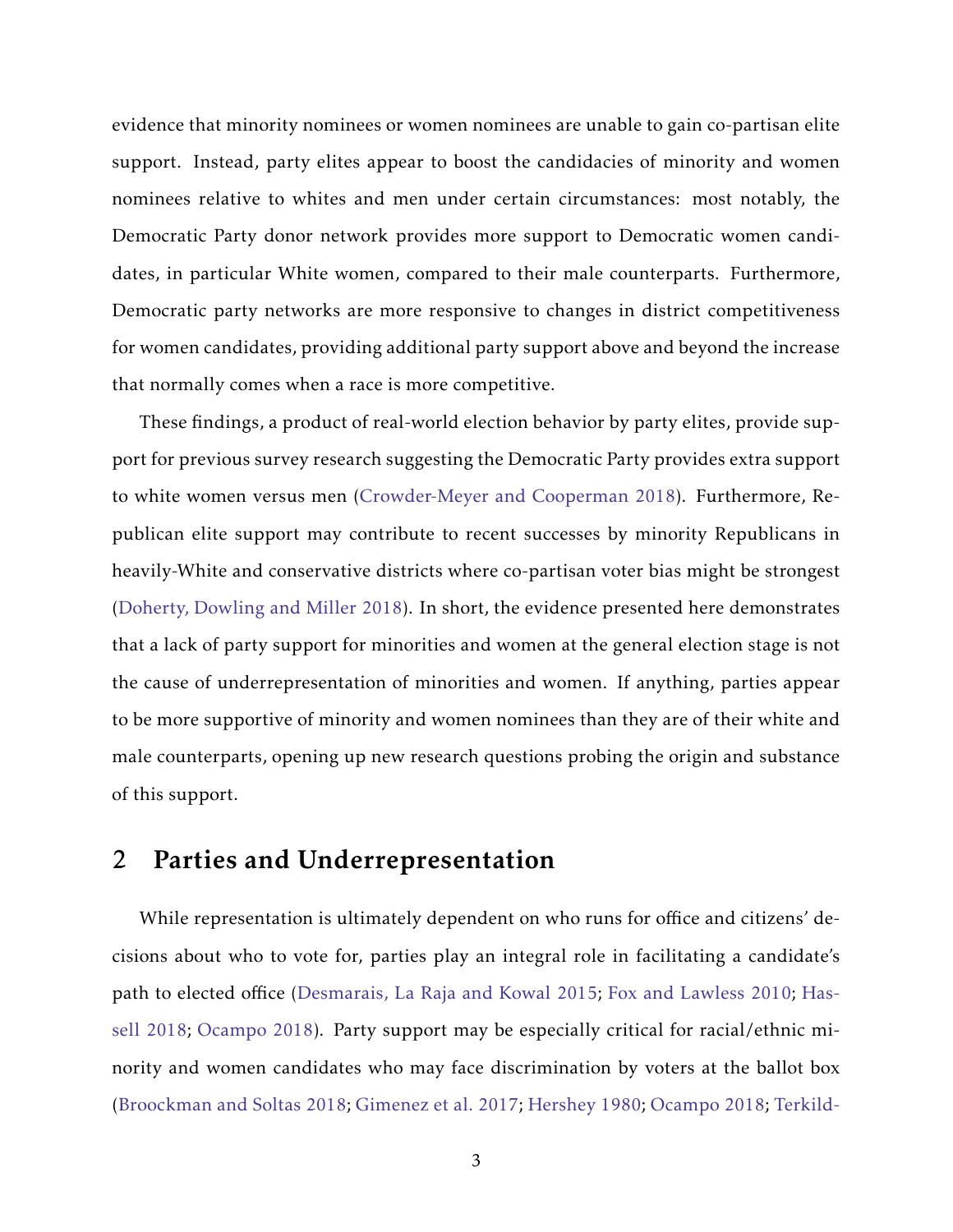evidence that minority nominees or women nominees are unable to gain co-partisan elite support. Instead, party elites appear to boost the candidacies of minority and women nominees relative to whites and men under certain circumstances: most notably, the Democratic Party donor network provides more support to Democratic women candidates, in particular White women, compared to their male counterparts. Furthermore, Democratic party networks are more responsive to changes in district competitiveness for women candidates, providing additional party support above and beyond the increase that normally comes when a race is more competitive.

These findings, a product of real-world election behavior by party elites, provide support for previous survey research suggesting the Democratic Party provides extra support to white women versus men (Crowder-Meyer and Cooperman 2018). Furthermore, Republican elite support may contribute to recent successes by minority Republicans in heavily-White and conservative districts where co-partisan voter bias might be strongest (Doherty, Dowling and Miller 2018). In short, the evidence presented here demonstrates that a lack of party support for minorities and women at the general election stage is not the cause of underrepresentation of minorities and women. If anything, parties appear to be more supportive of minority and women nominees than they are of their white and male counterparts, opening up new research questions probing the origin and substance of this support.

## 2 Parties and Underrepresentation

While representation is ultimately dependent on who runs for office and citizens' decisions about who to vote for, parties play an integral role in facilitating a candidate's path to elected office (Desmarais, La Raja and Kowal 2015; Fox and Lawless 2010; Hassell 2018; Ocampo 2018). Party support may be especially critical for racial/ethnic minority and women candidates who may face discrimination by voters at the ballot box (Broockman and Soltas 2018; Gimenez et al. 2017; Hershey 1980; Ocampo 2018; Terkild-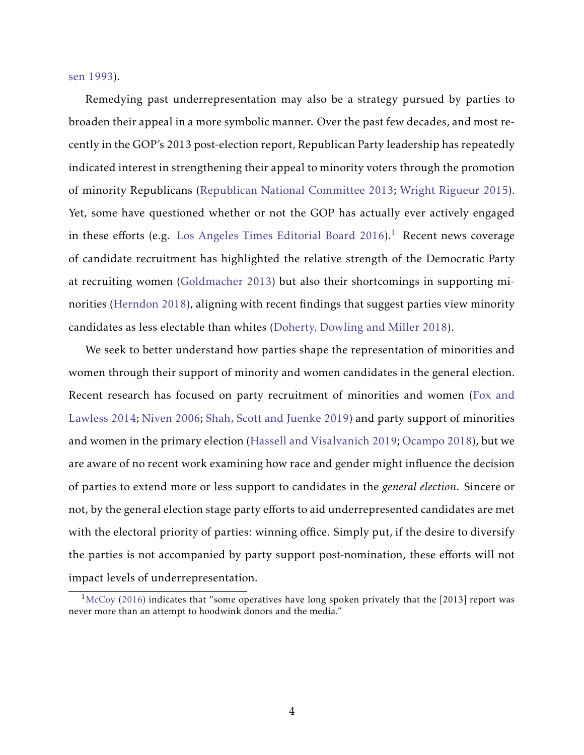sen 1993).

Remedying past underrepresentation may also be a strategy pursued by parties to broaden their appeal in a more symbolic manner. Over the past few decades, and most recently in the GOP's 2013 post-election report, Republican Party leadership has repeatedly indicated interest in strengthening their appeal to minority voters through the promotion of minority Republicans (Republican National Committee 2013; Wright Rigueur 2015). Yet, some have questioned whether or not the GOP has actually ever actively engaged in these efforts (e.g. Los Angeles Times Editorial Board 2016).[1] Recent news coverage of candidate recruitment has highlighted the relative strength of the Democratic Party at recruiting women (Goldmacher 2013) but also their shortcomings in supporting minorities (Herndon 2018), aligning with recent findings that suggest parties view minority candidates as less electable than whites (Doherty, Dowling and Miller 2018).

We seek to better understand how parties shape the representation of minorities and women through their support of minority and women candidates in the general election. Recent research has focused on party recruitment of minorities and women (Fox and Lawless 2014; Niven 2006; Shah, Scott and Juenke 2019) and party support of minorities and women in the primary election (Hassell and Visalvanich 2019; Ocampo 2018), but we are aware of no recent work examining how race and gender might influence the decision of parties to extend more or less support to candidates in the *general election*. Sincere or not, by the general election stage party efforts to aid underrepresented candidates are met with the electoral priority of parties: winning office. Simply put, if the desire to diversify the parties is not accompanied by party support post-nomination, these efforts will not impact levels of underrepresentation.

[1] McCoy (2016) indicates that "some operatives have long spoken privately that the [2013] report was never more than an attempt to hoodwink donors and the media."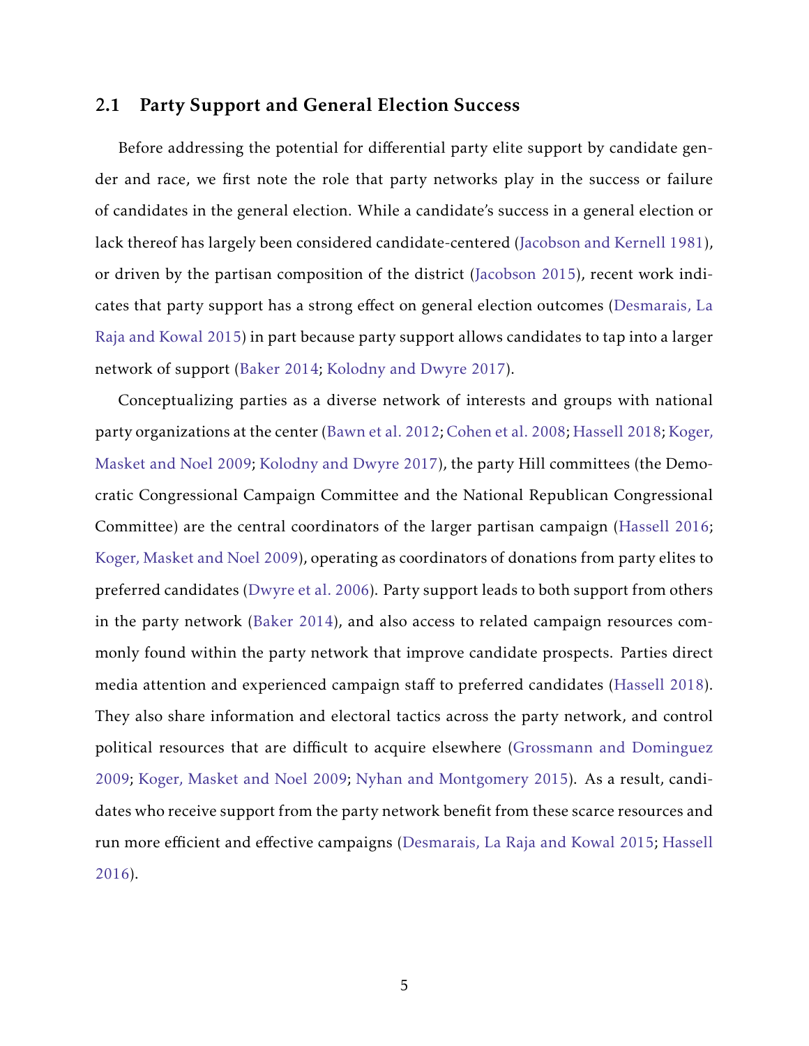## 2.1 Party Support and General Election Success

Before addressing the potential for differential party elite support by candidate gender and race, we first note the role that party networks play in the success or failure of candidates in the general election. While a candidate's success in a general election or lack thereof has largely been considered candidate-centered (Jacobson and Kernell 1981), or driven by the partisan composition of the district (Jacobson 2015), recent work indicates that party support has a strong effect on general election outcomes (Desmarais, La Raja and Kowal 2015) in part because party support allows candidates to tap into a larger network of support (Baker 2014; Kolodny and Dwyre 2017).

Conceptualizing parties as a diverse network of interests and groups with national party organizations at the center (Bawn et al. 2012; Cohen et al. 2008; Hassell 2018; Koger, Masket and Noel 2009; Kolodny and Dwyre 2017), the party Hill committees (the Democratic Congressional Campaign Committee and the National Republican Congressional Committee) are the central coordinators of the larger partisan campaign (Hassell 2016; Koger, Masket and Noel 2009), operating as coordinators of donations from party elites to preferred candidates (Dwyre et al. 2006). Party support leads to both support from others in the party network (Baker 2014), and also access to related campaign resources commonly found within the party network that improve candidate prospects. Parties direct media attention and experienced campaign staff to preferred candidates (Hassell 2018). They also share information and electoral tactics across the party network, and control political resources that are difficult to acquire elsewhere (Grossmann and Dominguez 2009; Koger, Masket and Noel 2009; Nyhan and Montgomery 2015). As a result, candidates who receive support from the party network benefit from these scarce resources and run more efficient and effective campaigns (Desmarais, La Raja and Kowal 2015; Hassell 2016).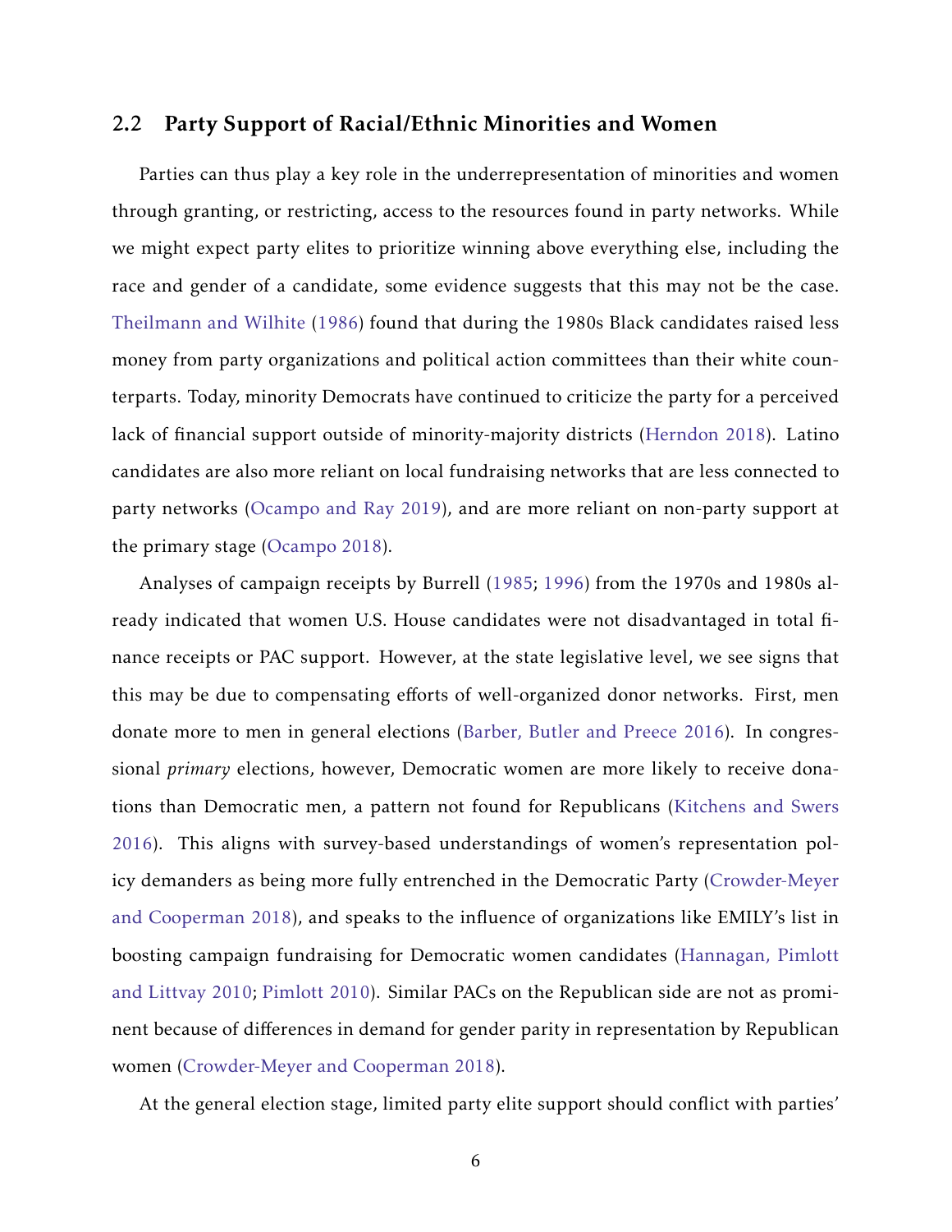### 2.2 Party Support of Racial/Ethnic Minorities and Women

Parties can thus play a key role in the underrepresentation of minorities and women through granting, or restricting, access to the resources found in party networks. While we might expect party elites to prioritize winning above everything else, including the race and gender of a candidate, some evidence suggests that this may not be the case. Theilmann and Wilhite (1986) found that during the 1980s Black candidates raised less money from party organizations and political action committees than their white counterparts. Today, minority Democrats have continued to criticize the party for a perceived lack of financial support outside of minority-majority districts (Herndon 2018). Latino candidates are also more reliant on local fundraising networks that are less connected to party networks (Ocampo and Ray 2019), and are more reliant on non-party support at the primary stage (Ocampo 2018).

Analyses of campaign receipts by Burrell (1985; 1996) from the 1970s and 1980s already indicated that women U.S. House candidates were not disadvantaged in total finance receipts or PAC support. However, at the state legislative level, we see signs that this may be due to compensating efforts of well-organized donor networks. First, men donate more to men in general elections (Barber, Butler and Preece 2016). In congressional *primary* elections, however, Democratic women are more likely to receive donations than Democratic men, a pattern not found for Republicans (Kitchens and Swers 2016). This aligns with survey-based understandings of women's representation policy demanders as being more fully entrenched in the Democratic Party (Crowder-Meyer and Cooperman 2018), and speaks to the influence of organizations like EMILY's list in boosting campaign fundraising for Democratic women candidates (Hannagan, Pimlott and Littvay 2010; Pimlott 2010). Similar PACs on the Republican side are not as prominent because of differences in demand for gender parity in representation by Republican women (Crowder-Meyer and Cooperman 2018).

At the general election stage, limited party elite support should conflict with parties'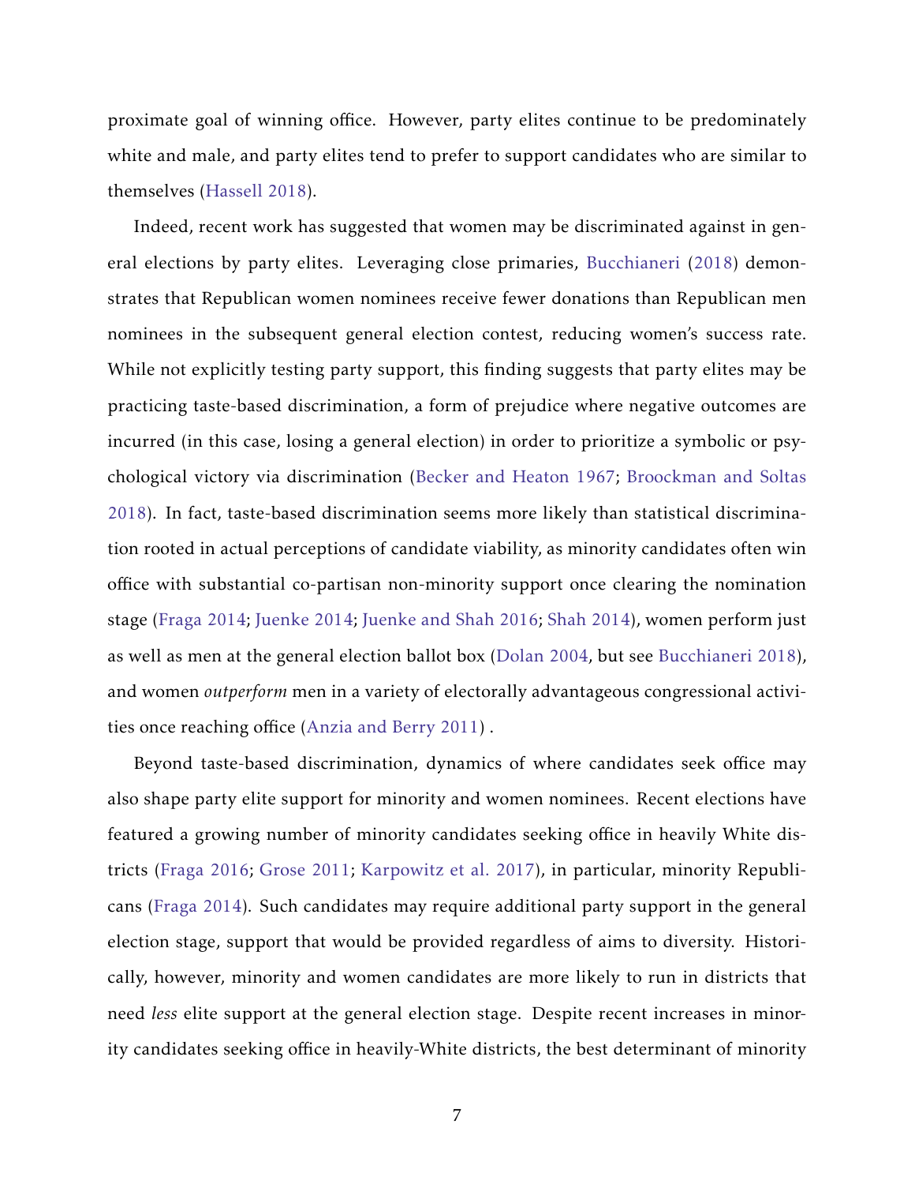proximate goal of winning office. However, party elites continue to be predominately white and male, and party elites tend to prefer to support candidates who are similar to themselves (Hassell 2018).

Indeed, recent work has suggested that women may be discriminated against in general elections by party elites. Leveraging close primaries, Bucchianeri (2018) demonstrates that Republican women nominees receive fewer donations than Republican men nominees in the subsequent general election contest, reducing women's success rate. While not explicitly testing party support, this finding suggests that party elites may be practicing taste-based discrimination, a form of prejudice where negative outcomes are incurred (in this case, losing a general election) in order to prioritize a symbolic or psychological victory via discrimination (Becker and Heaton 1967; Broockman and Soltas 2018). In fact, taste-based discrimination seems more likely than statistical discrimination rooted in actual perceptions of candidate viability, as minority candidates often win office with substantial co-partisan non-minority support once clearing the nomination stage (Fraga 2014; Juenke 2014; Juenke and Shah 2016; Shah 2014), women perform just as well as men at the general election ballot box (Dolan 2004, but see Bucchianeri 2018), and women *outperform* men in a variety of electorally advantageous congressional activities once reaching office (Anzia and Berry 2011) .

Beyond taste-based discrimination, dynamics of where candidates seek office may also shape party elite support for minority and women nominees. Recent elections have featured a growing number of minority candidates seeking office in heavily White districts (Fraga 2016; Grose 2011; Karpowitz et al. 2017), in particular, minority Republicans (Fraga 2014). Such candidates may require additional party support in the general election stage, support that would be provided regardless of aims to diversity. Historically, however, minority and women candidates are more likely to run in districts that need *less* elite support at the general election stage. Despite recent increases in minority candidates seeking office in heavily-White districts, the best determinant of minority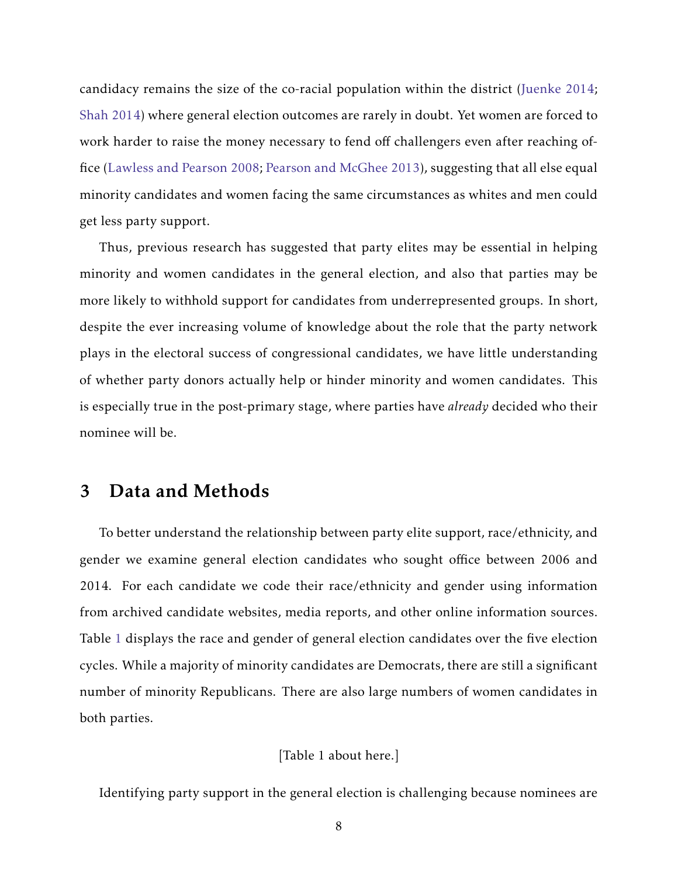candidacy remains the size of the co-racial population within the district (Juenke 2014; Shah 2014) where general election outcomes are rarely in doubt. Yet women are forced to work harder to raise the money necessary to fend off challengers even after reaching office (Lawless and Pearson 2008; Pearson and McGhee 2013), suggesting that all else equal minority candidates and women facing the same circumstances as whites and men could get less party support.

Thus, previous research has suggested that party elites may be essential in helping minority and women candidates in the general election, and also that parties may be more likely to withhold support for candidates from underrepresented groups. In short, despite the ever increasing volume of knowledge about the role that the party network plays in the electoral success of congressional candidates, we have little understanding of whether party donors actually help or hinder minority and women candidates. This is especially true in the post-primary stage, where parties have *already* decided who their nominee will be.

## 3 Data and Methods

To better understand the relationship between party elite support, race/ethnicity, and gender we examine general election candidates who sought office between 2006 and 2014. For each candidate we code their race/ethnicity and gender using information from archived candidate websites, media reports, and other online information sources. Table 1 displays the race and gender of general election candidates over the five election cycles. While a majority of minority candidates are Democrats, there are still a significant number of minority Republicans. There are also large numbers of women candidates in both parties.

[Table 1 about here.]

Identifying party support in the general election is challenging because nominees are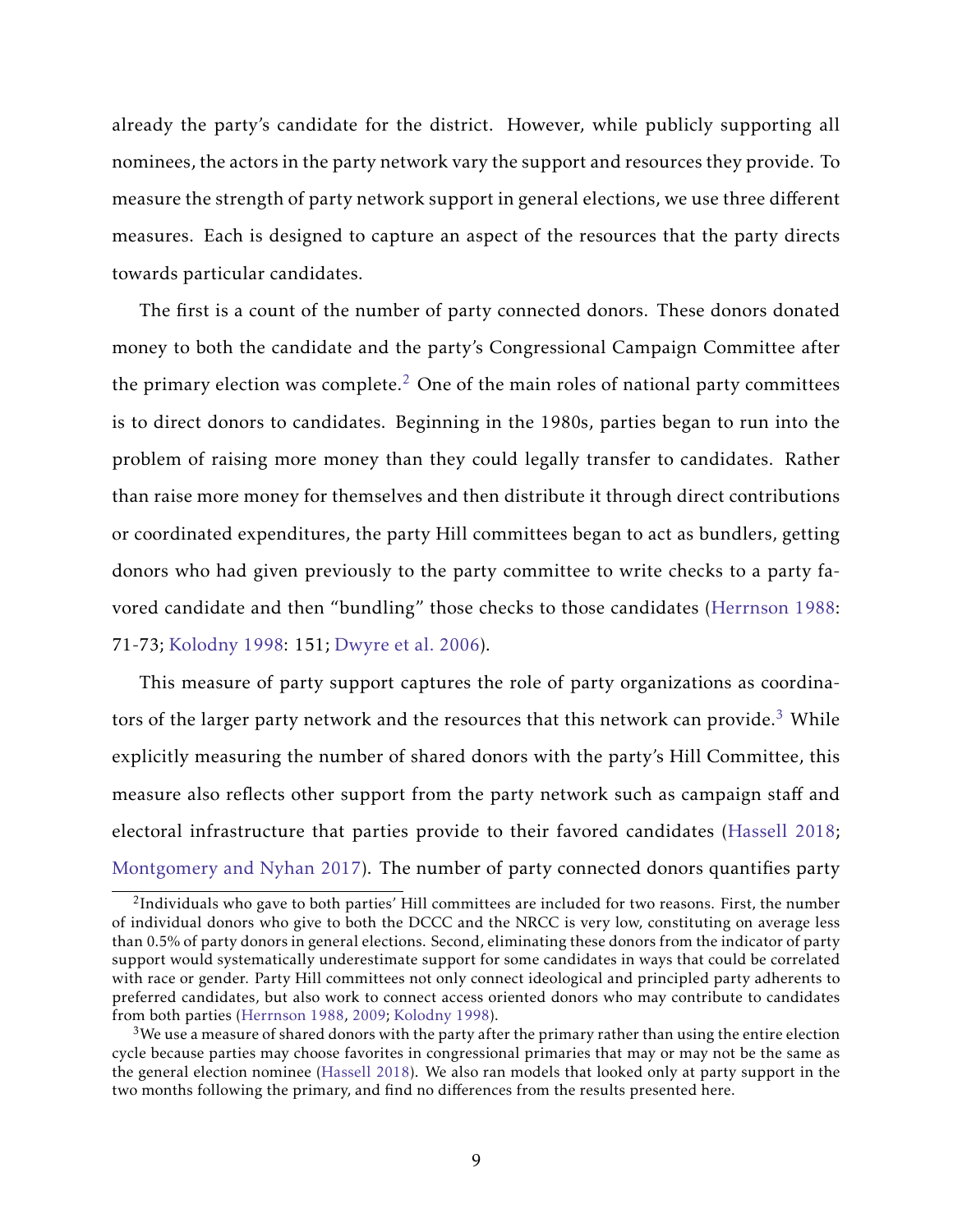already the party's candidate for the district. However, while publicly supporting all nominees, the actors in the party network vary the support and resources they provide. To measure the strength of party network support in general elections, we use three different measures. Each is designed to capture an aspect of the resources that the party directs towards particular candidates.

The first is a count of the number of party connected donors. These donors donated money to both the candidate and the party's Congressional Campaign Committee after the primary election was complete.[2] One of the main roles of national party committees is to direct donors to candidates. Beginning in the 1980s, parties began to run into the problem of raising more money than they could legally transfer to candidates. Rather than raise more money for themselves and then distribute it through direct contributions or coordinated expenditures, the party Hill committees began to act as bundlers, getting donors who had given previously to the party committee to write checks to a party favored candidate and then "bundling" those checks to those candidates (Herrnson 1988: 71-73; Kolodny 1998: 151; Dwyre et al. 2006).

This measure of party support captures the role of party organizations as coordinators of the larger party network and the resources that this network can provide.[3] While explicitly measuring the number of shared donors with the party's Hill Committee, this measure also reflects other support from the party network such as campaign staff and electoral infrastructure that parties provide to their favored candidates (Hassell 2018; Montgomery and Nyhan 2017). The number of party connected donors quantifies party

[2] Individuals who gave to both parties' Hill committees are included for two reasons. First, the number of individual donors who give to both the DCCC and the NRCC is very low, constituting on average less than 0.5% of party donors in general elections. Second, eliminating these donors from the indicator of party support would systematically underestimate support for some candidates in ways that could be correlated with race or gender. Party Hill committees not only connect ideological and principled party adherents to preferred candidates, but also work to connect access oriented donors who may contribute to candidates from both parties (Herrnson 1988, 2009; Kolodny 1998).

[3] We use a measure of shared donors with the party after the primary rather than using the entire election cycle because parties may choose favorites in congressional primaries that may or may not be the same as the general election nominee (Hassell 2018). We also ran models that looked only at party support in the two months following the primary, and find no differences from the results presented here.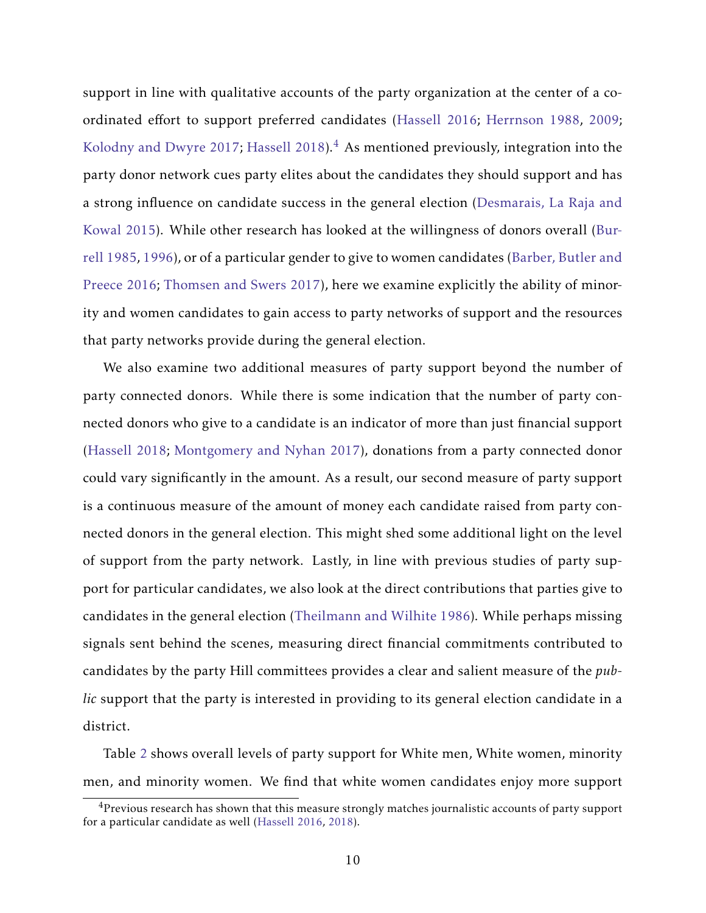support in line with qualitative accounts of the party organization at the center of a coordinated effort to support preferred candidates (Hassell 2016; Herrnson 1988, 2009; Kolodny and Dwyre 2017; Hassell 2018).[4] As mentioned previously, integration into the party donor network cues party elites about the candidates they should support and has a strong influence on candidate success in the general election (Desmarais, La Raja and Kowal 2015). While other research has looked at the willingness of donors overall (Burrell 1985, 1996), or of a particular gender to give to women candidates (Barber, Butler and Preece 2016; Thomsen and Swers 2017), here we examine explicitly the ability of minority and women candidates to gain access to party networks of support and the resources that party networks provide during the general election.

We also examine two additional measures of party support beyond the number of party connected donors. While there is some indication that the number of party connected donors who give to a candidate is an indicator of more than just financial support (Hassell 2018; Montgomery and Nyhan 2017), donations from a party connected donor could vary significantly in the amount. As a result, our second measure of party support is a continuous measure of the amount of money each candidate raised from party connected donors in the general election. This might shed some additional light on the level of support from the party network. Lastly, in line with previous studies of party support for particular candidates, we also look at the direct contributions that parties give to candidates in the general election (Theilmann and Wilhite 1986). While perhaps missing signals sent behind the scenes, measuring direct financial commitments contributed to candidates by the party Hill committees provides a clear and salient measure of the *public* support that the party is interested in providing to its general election candidate in a district.

Table 2 shows overall levels of party support for White men, White women, minority men, and minority women. We find that white women candidates enjoy more support

[4] Previous research has shown that this measure strongly matches journalistic accounts of party support for a particular candidate as well (Hassell 2016, 2018).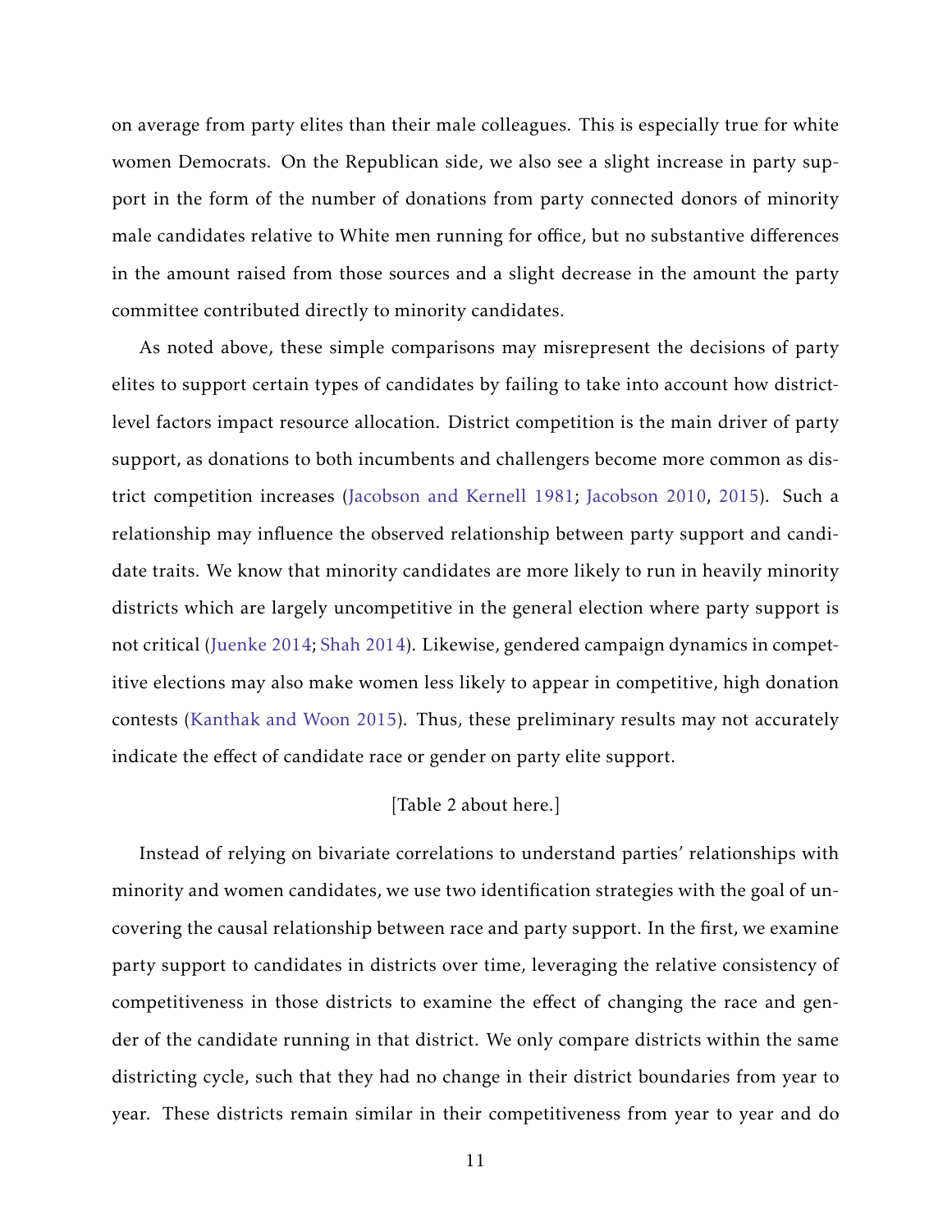on average from party elites than their male colleagues. This is especially true for white women Democrats. On the Republican side, we also see a slight increase in party support in the form of the number of donations from party connected donors of minority male candidates relative to White men running for office, but no substantive differences in the amount raised from those sources and a slight decrease in the amount the party committee contributed directly to minority candidates.

As noted above, these simple comparisons may misrepresent the decisions of party elites to support certain types of candidates by failing to take into account how district-level factors impact resource allocation. District competition is the main driver of party support, as donations to both incumbents and challengers become more common as district competition increases (Jacobson and Kernell 1981; Jacobson 2010, 2015). Such a relationship may influence the observed relationship between party support and candidate traits. We know that minority candidates are more likely to run in heavily minority districts which are largely uncompetitive in the general election where party support is not critical (Juenke 2014; Shah 2014). Likewise, gendered campaign dynamics in competitive elections may also make women less likely to appear in competitive, high donation contests (Kanthak and Woon 2015). Thus, these preliminary results may not accurately indicate the effect of candidate race or gender on party elite support.

[Table 2 about here.]

Instead of relying on bivariate correlations to understand parties' relationships with minority and women candidates, we use two identification strategies with the goal of uncovering the causal relationship between race and party support. In the first, we examine party support to candidates in districts over time, leveraging the relative consistency of competitiveness in those districts to examine the effect of changing the race and gender of the candidate running in that district. We only compare districts within the same districting cycle, such that they had no change in their district boundaries from year to year. These districts remain similar in their competitiveness from year to year and do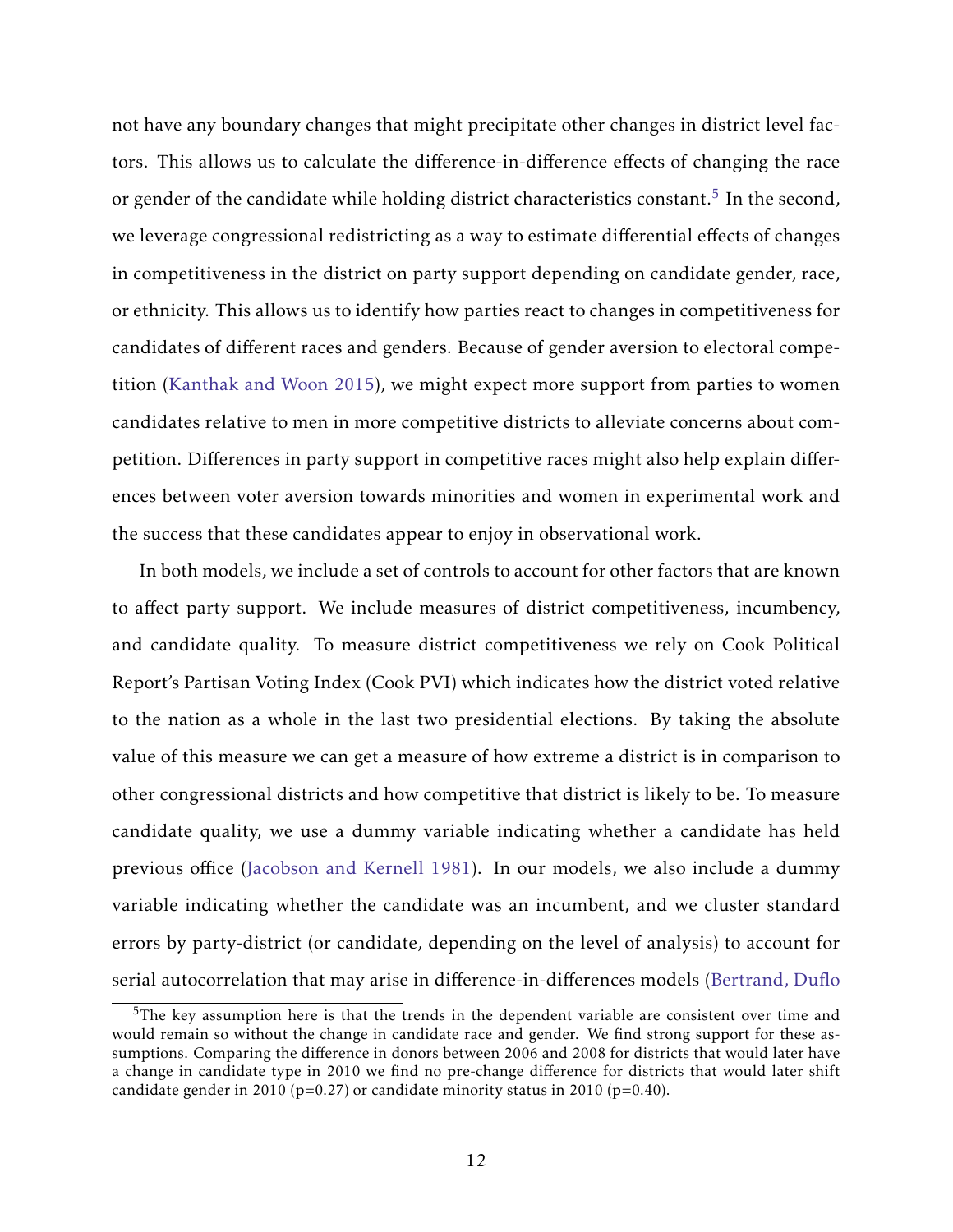not have any boundary changes that might precipitate other changes in district level factors. This allows us to calculate the difference-in-difference effects of changing the race or gender of the candidate while holding district characteristics constant.[5] In the second, we leverage congressional redistricting as a way to estimate differential effects of changes in competitiveness in the district on party support depending on candidate gender, race, or ethnicity. This allows us to identify how parties react to changes in competitiveness for candidates of different races and genders. Because of gender aversion to electoral competition (Kanthak and Woon 2015), we might expect more support from parties to women candidates relative to men in more competitive districts to alleviate concerns about competition. Differences in party support in competitive races might also help explain differences between voter aversion towards minorities and women in experimental work and the success that these candidates appear to enjoy in observational work.

In both models, we include a set of controls to account for other factors that are known to affect party support. We include measures of district competitiveness, incumbency, and candidate quality. To measure district competitiveness we rely on Cook Political Report's Partisan Voting Index (Cook PVI) which indicates how the district voted relative to the nation as a whole in the last two presidential elections. By taking the absolute value of this measure we can get a measure of how extreme a district is in comparison to other congressional districts and how competitive that district is likely to be. To measure candidate quality, we use a dummy variable indicating whether a candidate has held previous office (Jacobson and Kernell 1981). In our models, we also include a dummy variable indicating whether the candidate was an incumbent, and we cluster standard errors by party-district (or candidate, depending on the level of analysis) to account for serial autocorrelation that may arise in difference-in-differences models (Bertrand, Duflo

[5]The key assumption here is that the trends in the dependent variable are consistent over time and would remain so without the change in candidate race and gender. We find strong support for these assumptions. Comparing the difference in donors between 2006 and 2008 for districts that would later have a change in candidate type in 2010 we find no pre-change difference for districts that would later shift candidate gender in 2010 ($p=0.27$) or candidate minority status in 2010 ($p=0.40$).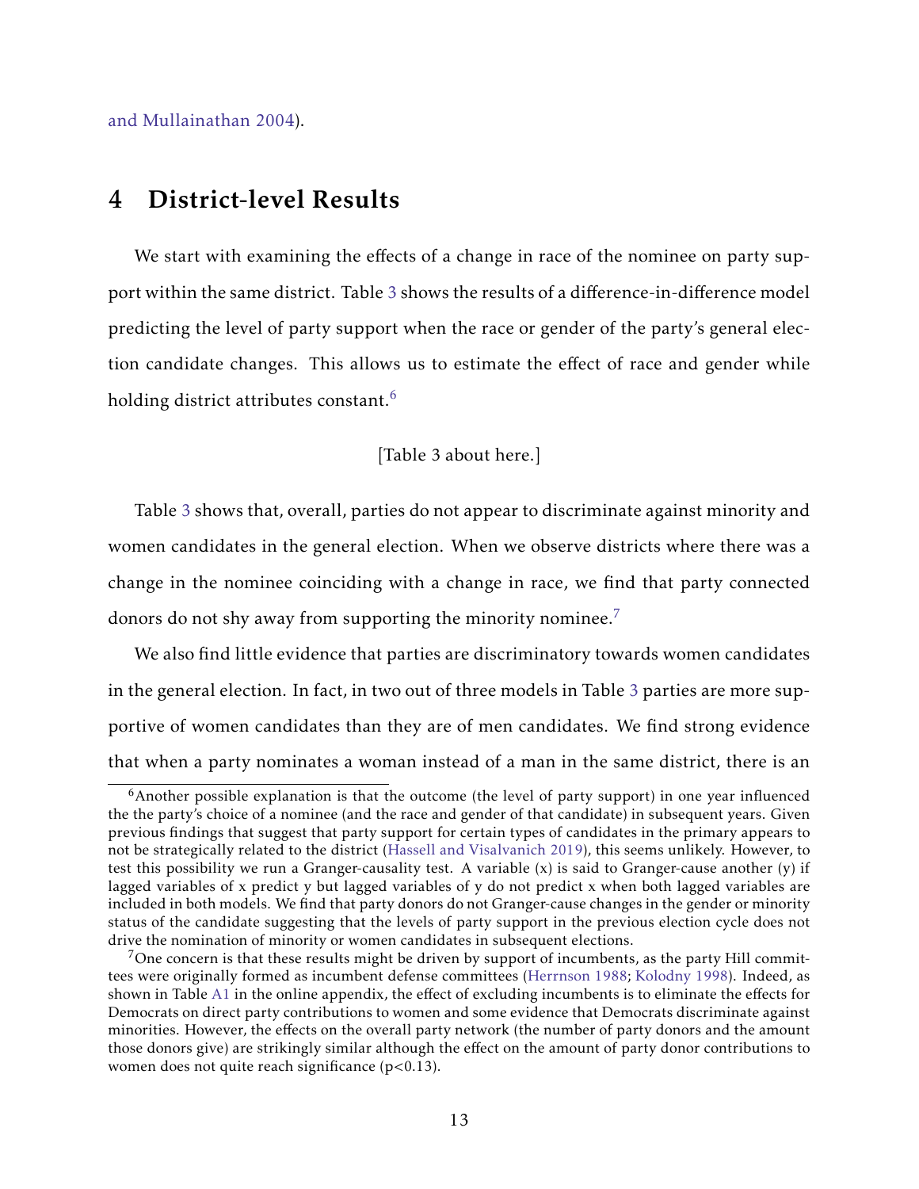and Mullainathan 2004).

# 4 District-level Results

We start with examining the effects of a change in race of the nominee on party support within the same district. Table 3 shows the results of a difference-in-difference model predicting the level of party support when the race or gender of the party's general election candidate changes. This allows us to estimate the effect of race and gender while holding district attributes constant.[6]

[Table 3 about here.]

Table 3 shows that, overall, parties do not appear to discriminate against minority and women candidates in the general election. When we observe districts where there was a change in the nominee coinciding with a change in race, we find that party connected donors do not shy away from supporting the minority nominee.[7]

We also find little evidence that parties are discriminatory towards women candidates in the general election. In fact, in two out of three models in Table 3 parties are more supportive of women candidates than they are of men candidates. We find strong evidence that when a party nominates a woman instead of a man in the same district, there is an

[6]Another possible explanation is that the outcome (the level of party support) in one year influenced the the party's choice of a nominee (and the race and gender of that candidate) in subsequent years. Given previous findings that suggest that party support for certain types of candidates in the primary appears to not be strategically related to the district (Hassell and Visalvanich 2019), this seems unlikely. However, to test this possibility we run a Granger-causality test. A variable (x) is said to Granger-cause another (y) if lagged variables of x predict y but lagged variables of y do not predict x when both lagged variables are included in both models. We find that party donors do not Granger-cause changes in the gender or minority status of the candidate suggesting that the levels of party support in the previous election cycle does not drive the nomination of minority or women candidates in subsequent elections.

[7]One concern is that these results might be driven by support of incumbents, as the party Hill committees were originally formed as incumbent defense committees (Herrnson 1988; Kolodny 1998). Indeed, as shown in Table A1 in the online appendix, the effect of excluding incumbents is to eliminate the effects for Democrats on direct party contributions to women and some evidence that Democrats discriminate against minorities. However, the effects on the overall party network (the number of party donors and the amount those donors give) are strikingly similar although the effect on the amount of party donor contributions to women does not quite reach significance ($p<0.13$).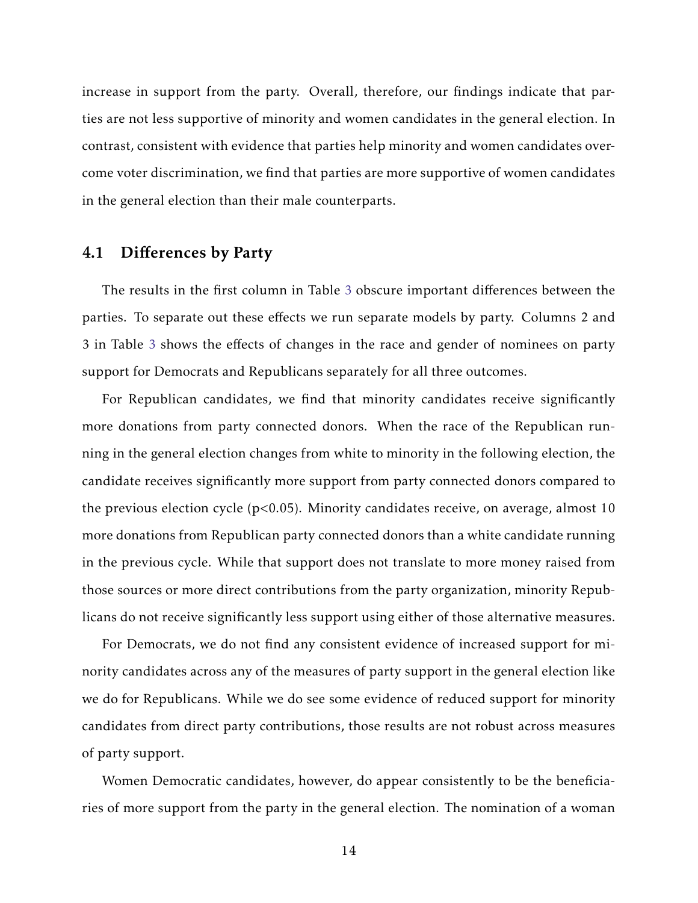increase in support from the party. Overall, therefore, our findings indicate that parties are not less supportive of minority and women candidates in the general election. In contrast, consistent with evidence that parties help minority and women candidates overcome voter discrimination, we find that parties are more supportive of women candidates in the general election than their male counterparts.

### 4.1 Differences by Party

The results in the first column in Table 3 obscure important differences between the parties. To separate out these effects we run separate models by party. Columns 2 and 3 in Table 3 shows the effects of changes in the race and gender of nominees on party support for Democrats and Republicans separately for all three outcomes.

For Republican candidates, we find that minority candidates receive significantly more donations from party connected donors. When the race of the Republican running in the general election changes from white to minority in the following election, the candidate receives significantly more support from party connected donors compared to the previous election cycle ($p<0.05$). Minority candidates receive, on average, almost 10 more donations from Republican party connected donors than a white candidate running in the previous cycle. While that support does not translate to more money raised from those sources or more direct contributions from the party organization, minority Republicans do not receive significantly less support using either of those alternative measures.

For Democrats, we do not find any consistent evidence of increased support for minority candidates across any of the measures of party support in the general election like we do for Republicans. While we do see some evidence of reduced support for minority candidates from direct party contributions, those results are not robust across measures of party support.

Women Democratic candidates, however, do appear consistently to be the beneficiaries of more support from the party in the general election. The nomination of a woman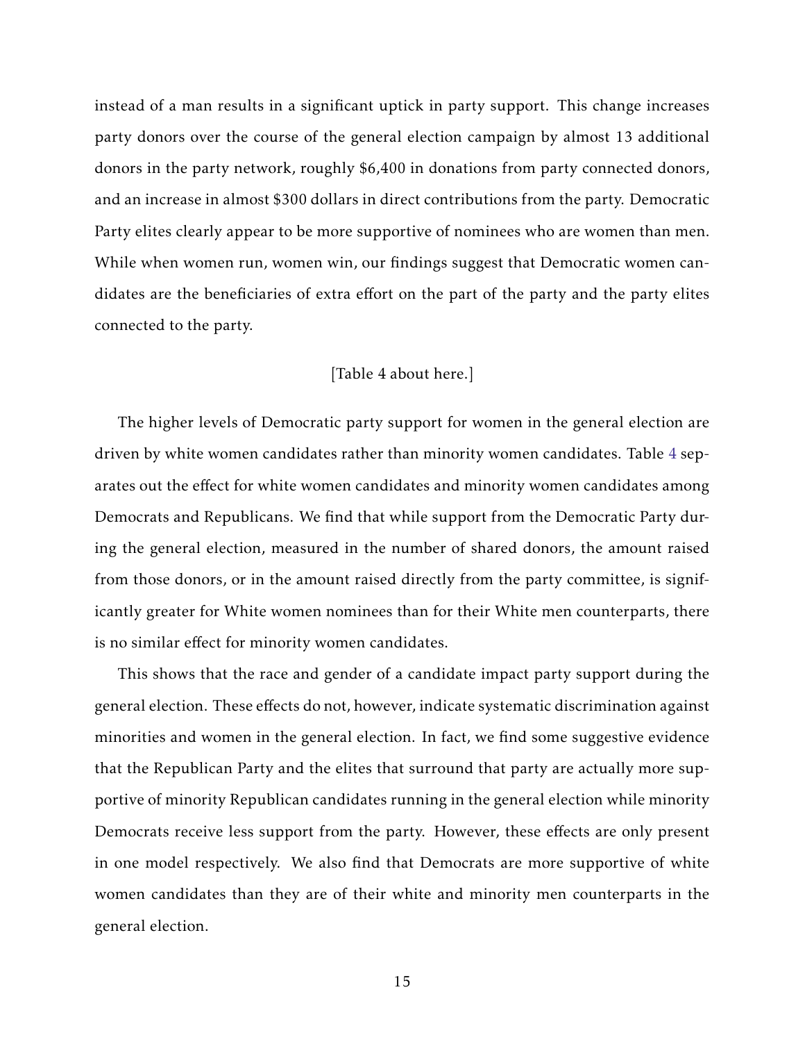instead of a man results in a significant uptick in party support. This change increases party donors over the course of the general election campaign by almost 13 additional donors in the party network, roughly $6,400 in donations from party connected donors, and an increase in almost $300 dollars in direct contributions from the party. Democratic Party elites clearly appear to be more supportive of nominees who are women than men. While when women run, women win, our findings suggest that Democratic women candidates are the beneficiaries of extra effort on the part of the party and the party elites connected to the party.

[Table 4 about here.]

The higher levels of Democratic party support for women in the general election are driven by white women candidates rather than minority women candidates. Table 4 separates out the effect for white women candidates and minority women candidates among Democrats and Republicans. We find that while support from the Democratic Party during the general election, measured in the number of shared donors, the amount raised from those donors, or in the amount raised directly from the party committee, is significantly greater for White women nominees than for their White men counterparts, there is no similar effect for minority women candidates.

This shows that the race and gender of a candidate impact party support during the general election. These effects do not, however, indicate systematic discrimination against minorities and women in the general election. In fact, we find some suggestive evidence that the Republican Party and the elites that surround that party are actually more supportive of minority Republican candidates running in the general election while minority Democrats receive less support from the party. However, these effects are only present in one model respectively. We also find that Democrats are more supportive of white women candidates than they are of their white and minority men counterparts in the general election.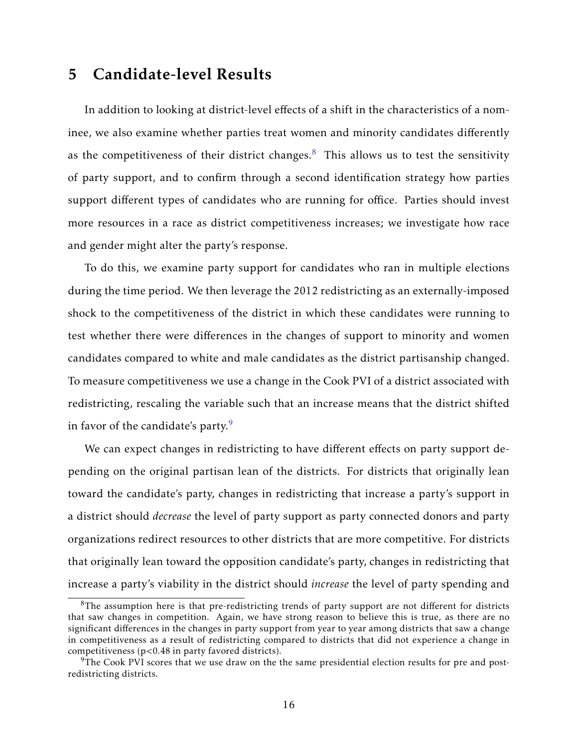# 5 Candidate-level Results

In addition to looking at district-level effects of a shift in the characteristics of a nominee, we also examine whether parties treat women and minority candidates differently as the competitiveness of their district changes.[8] This allows us to test the sensitivity of party support, and to confirm through a second identification strategy how parties support different types of candidates who are running for office. Parties should invest more resources in a race as district competitiveness increases; we investigate how race and gender might alter the party's response.

To do this, we examine party support for candidates who ran in multiple elections during the time period. We then leverage the 2012 redistricting as an externally-imposed shock to the competitiveness of the district in which these candidates were running to test whether there were differences in the changes of support to minority and women candidates compared to white and male candidates as the district partisanship changed. To measure competitiveness we use a change in the Cook PVI of a district associated with redistricting, rescaling the variable such that an increase means that the district shifted in favor of the candidate's party.[9]

We can expect changes in redistricting to have different effects on party support depending on the original partisan lean of the districts. For districts that originally lean toward the candidate's party, changes in redistricting that increase a party's support in a district should *decrease* the level of party support as party connected donors and party organizations redirect resources to other districts that are more competitive. For districts that originally lean toward the opposition candidate's party, changes in redistricting that increase a party's viability in the district should *increase* the level of party spending and

[8] The assumption here is that pre-redistricting trends of party support are not different for districts that saw changes in competition. Again, we have strong reason to believe this is true, as there are no significant differences in the changes in party support from year to year among districts that saw a change in competitiveness as a result of redistricting compared to districts that did not experience a change in competitiveness ($p<0.48$ in party favored districts).

[9] The Cook PVI scores that we use draw on the the same presidential election results for pre and post-redistricting districts.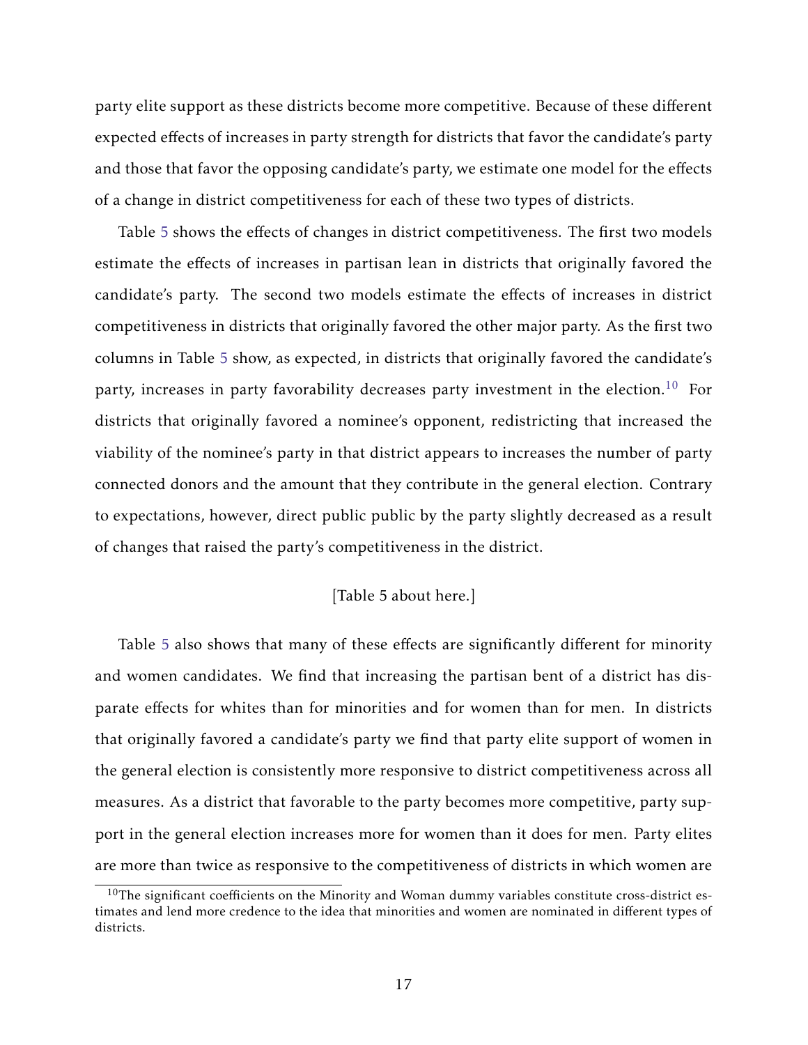party elite support as these districts become more competitive. Because of these different expected effects of increases in party strength for districts that favor the candidate's party and those that favor the opposing candidate's party, we estimate one model for the effects of a change in district competitiveness for each of these two types of districts.

Table 5 shows the effects of changes in district competitiveness. The first two models estimate the effects of increases in partisan lean in districts that originally favored the candidate's party. The second two models estimate the effects of increases in district competitiveness in districts that originally favored the other major party. As the first two columns in Table 5 show, as expected, in districts that originally favored the candidate's party, increases in party favorability decreases party investment in the election.[10] For districts that originally favored a nominee's opponent, redistricting that increased the viability of the nominee's party in that district appears to increases the number of party connected donors and the amount that they contribute in the general election. Contrary to expectations, however, direct public public by the party slightly decreased as a result of changes that raised the party's competitiveness in the district.

[Table 5 about here.]

Table 5 also shows that many of these effects are significantly different for minority and women candidates. We find that increasing the partisan bent of a district has disparate effects for whites than for minorities and for women than for men. In districts that originally favored a candidate's party we find that party elite support of women in the general election is consistently more responsive to district competitiveness across all measures. As a district that favorable to the party becomes more competitive, party support in the general election increases more for women than it does for men. Party elites are more than twice as responsive to the competitiveness of districts in which women are

[10] The significant coefficients on the Minority and Woman dummy variables constitute cross-district estimates and lend more credence to the idea that minorities and women are nominated in different types of districts.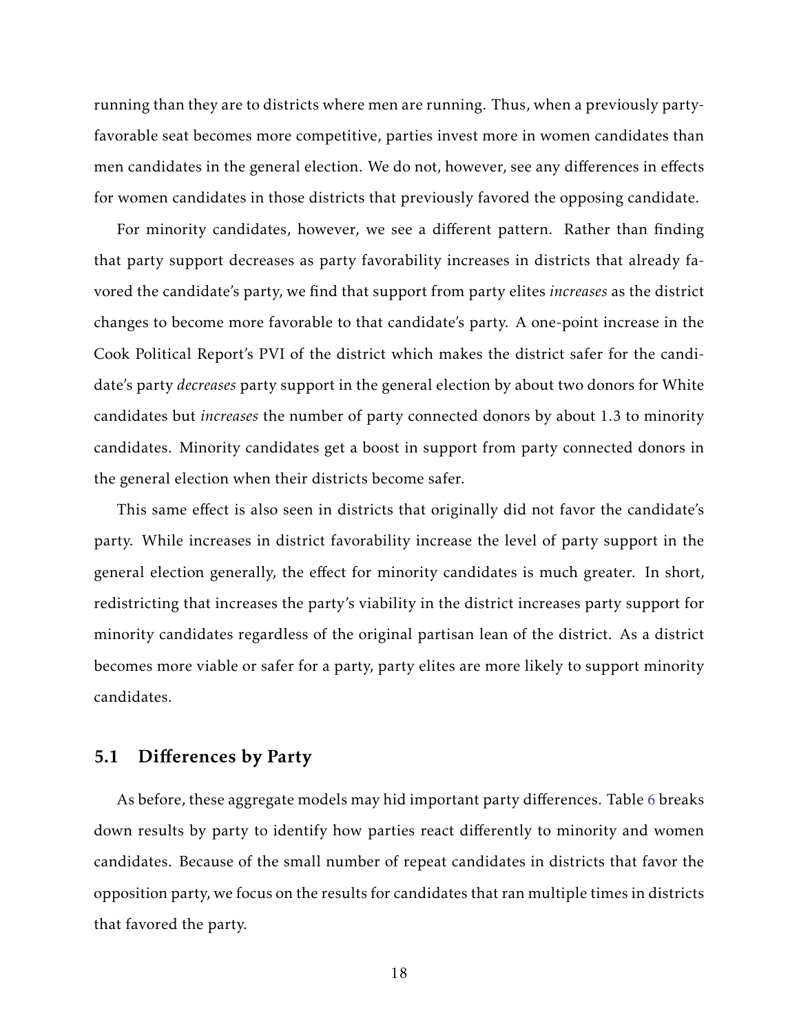running than they are to districts where men are running. Thus, when a previously party-favorable seat becomes more competitive, parties invest more in women candidates than men candidates in the general election. We do not, however, see any differences in effects for women candidates in those districts that previously favored the opposing candidate.

For minority candidates, however, we see a different pattern. Rather than finding that party support decreases as party favorability increases in districts that already favored the candidate's party, we find that support from party elites *increases* as the district changes to become more favorable to that candidate's party. A one-point increase in the Cook Political Report's PVI of the district which makes the district safer for the candidate's party *decreases* party support in the general election by about two donors for White candidates but *increases* the number of party connected donors by about 1.3 to minority candidates. Minority candidates get a boost in support from party connected donors in the general election when their districts become safer.

This same effect is also seen in districts that originally did not favor the candidate's party. While increases in district favorability increase the level of party support in the general election generally, the effect for minority candidates is much greater. In short, redistricting that increases the party's viability in the district increases party support for minority candidates regardless of the original partisan lean of the district. As a district becomes more viable or safer for a party, party elites are more likely to support minority candidates.

## 5.1 Differences by Party

As before, these aggregate models may hid important party differences. Table 6 breaks down results by party to identify how parties react differently to minority and women candidates. Because of the small number of repeat candidates in districts that favor the opposition party, we focus on the results for candidates that ran multiple times in districts that favored the party.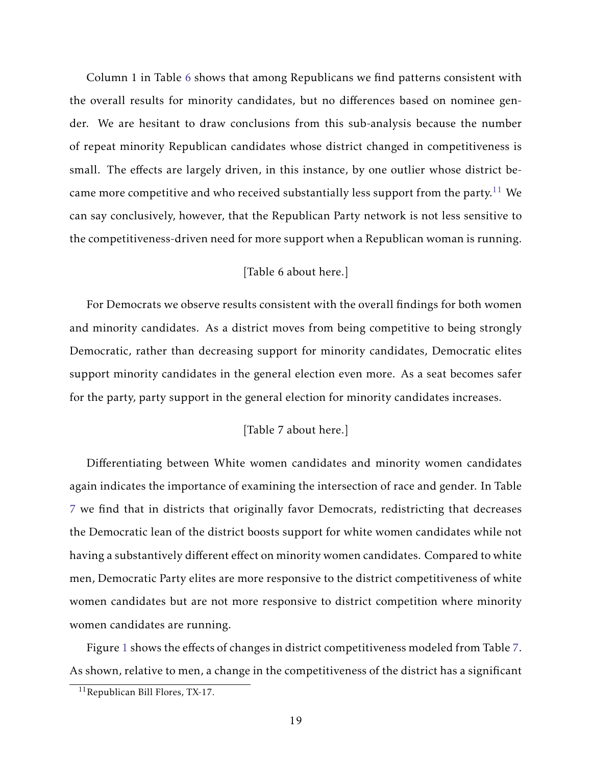Column 1 in Table 6 shows that among Republicans we find patterns consistent with the overall results for minority candidates, but no differences based on nominee gender. We are hesitant to draw conclusions from this sub-analysis because the number of repeat minority Republican candidates whose district changed in competitiveness is small. The effects are largely driven, in this instance, by one outlier whose district became more competitive and who received substantially less support from the party.[11] We can say conclusively, however, that the Republican Party network is not less sensitive to the competitiveness-driven need for more support when a Republican woman is running.

[Table 6 about here.]

For Democrats we observe results consistent with the overall findings for both women and minority candidates. As a district moves from being competitive to being strongly Democratic, rather than decreasing support for minority candidates, Democratic elites support minority candidates in the general election even more. As a seat becomes safer for the party, party support in the general election for minority candidates increases.

[Table 7 about here.]

Differentiating between White women candidates and minority women candidates again indicates the importance of examining the intersection of race and gender. In Table 7 we find that in districts that originally favor Democrats, redistricting that decreases the Democratic lean of the district boosts support for white women candidates while not having a substantively different effect on minority women candidates. Compared to white men, Democratic Party elites are more responsive to the district competitiveness of white women candidates but are not more responsive to district competition where minority women candidates are running.

Figure 1 shows the effects of changes in district competitiveness modeled from Table 7. As shown, relative to men, a change in the competitiveness of the district has a significant

[11] Republican Bill Flores, TX-17.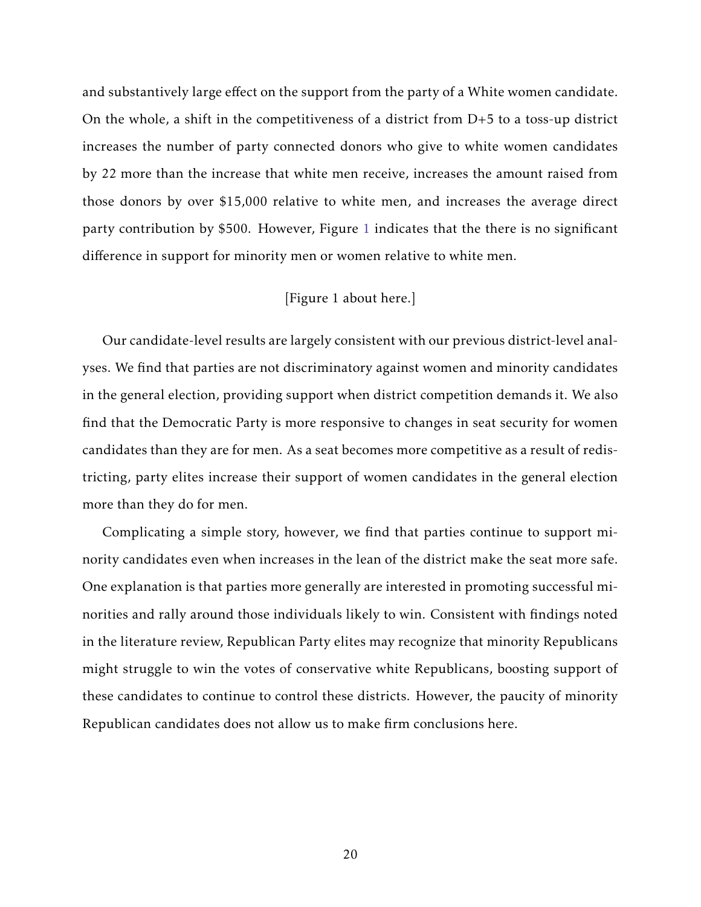and substantively large effect on the support from the party of a White women candidate. On the whole, a shift in the competitiveness of a district from D+5 to a toss-up district increases the number of party connected donors who give to white women candidates by 22 more than the increase that white men receive, increases the amount raised from those donors by over $15,000 relative to white men, and increases the average direct party contribution by $500. However, Figure 1 indicates that the there is no significant difference in support for minority men or women relative to white men.

[Figure 1 about here.]

Our candidate-level results are largely consistent with our previous district-level analyses. We find that parties are not discriminatory against women and minority candidates in the general election, providing support when district competition demands it. We also find that the Democratic Party is more responsive to changes in seat security for women candidates than they are for men. As a seat becomes more competitive as a result of redistricting, party elites increase their support of women candidates in the general election more than they do for men.

Complicating a simple story, however, we find that parties continue to support minority candidates even when increases in the lean of the district make the seat more safe. One explanation is that parties more generally are interested in promoting successful minorities and rally around those individuals likely to win. Consistent with findings noted in the literature review, Republican Party elites may recognize that minority Republicans might struggle to win the votes of conservative white Republicans, boosting support of these candidates to continue to control these districts. However, the paucity of minority Republican candidates does not allow us to make firm conclusions here.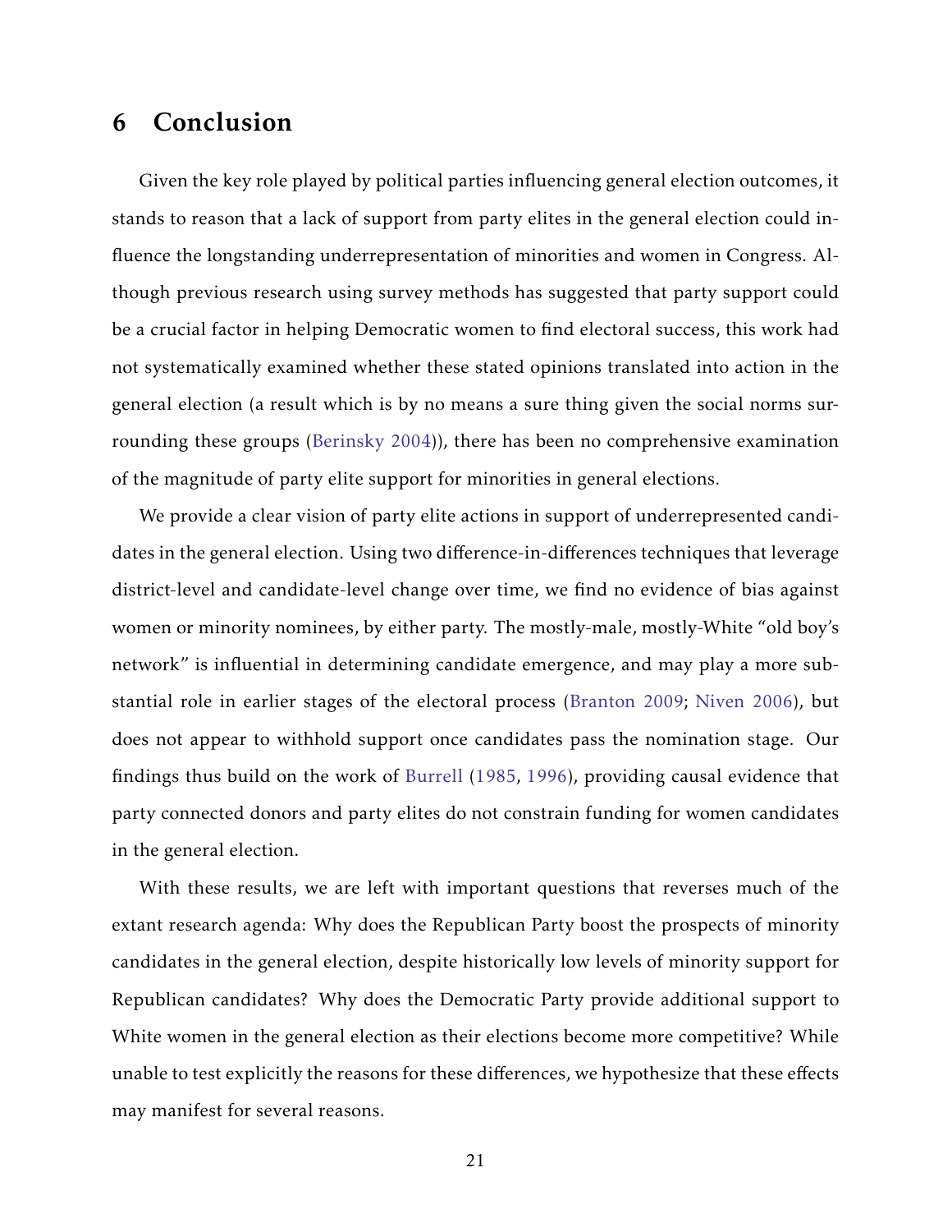## 6 Conclusion

Given the key role played by political parties influencing general election outcomes, it stands to reason that a lack of support from party elites in the general election could influence the longstanding underrepresentation of minorities and women in Congress. Although previous research using survey methods has suggested that party support could be a crucial factor in helping Democratic women to find electoral success, this work had not systematically examined whether these stated opinions translated into action in the general election (a result which is by no means a sure thing given the social norms surrounding these groups (Berinsky 2004)), there has been no comprehensive examination of the magnitude of party elite support for minorities in general elections.

We provide a clear vision of party elite actions in support of underrepresented candidates in the general election. Using two difference-in-differences techniques that leverage district-level and candidate-level change over time, we find no evidence of bias against women or minority nominees, by either party. The mostly-male, mostly-White "old boy's network" is influential in determining candidate emergence, and may play a more substantial role in earlier stages of the electoral process (Branton 2009; Niven 2006), but does not appear to withhold support once candidates pass the nomination stage. Our findings thus build on the work of Burrell (1985, 1996), providing causal evidence that party connected donors and party elites do not constrain funding for women candidates in the general election.

With these results, we are left with important questions that reverses much of the extant research agenda: Why does the Republican Party boost the prospects of minority candidates in the general election, despite historically low levels of minority support for Republican candidates? Why does the Democratic Party provide additional support to White women in the general election as their elections become more competitive? While unable to test explicitly the reasons for these differences, we hypothesize that these effects may manifest for several reasons.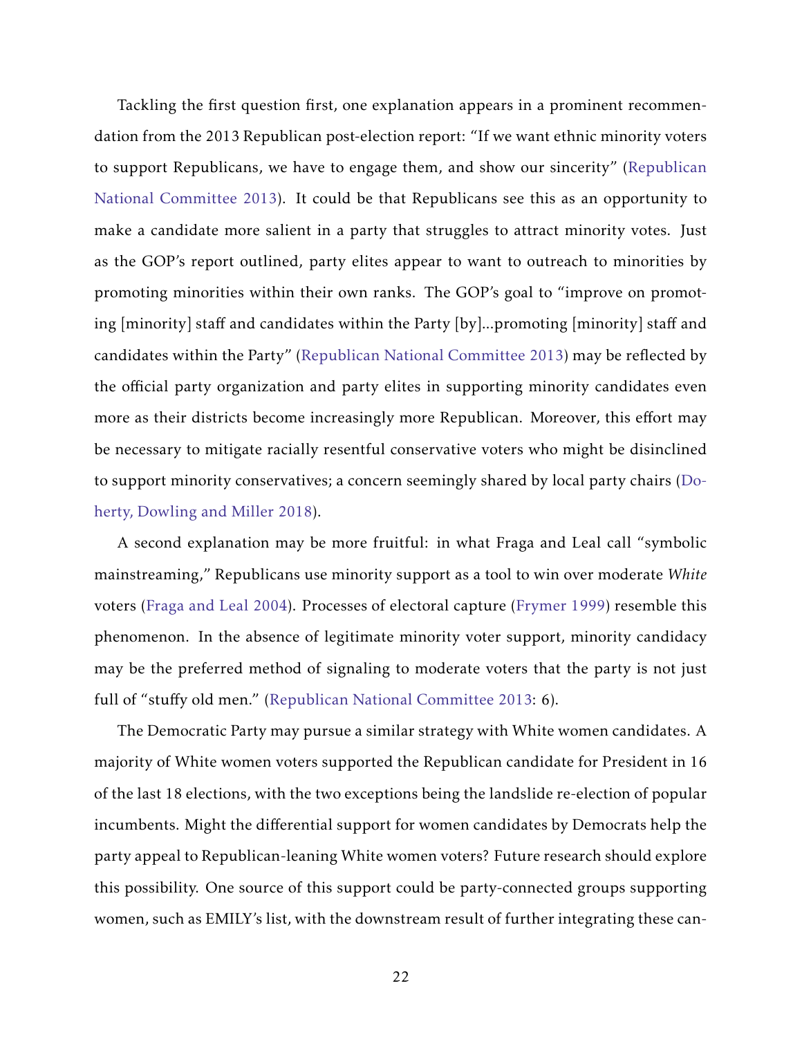Tackling the first question first, one explanation appears in a prominent recommendation from the 2013 Republican post-election report: "If we want ethnic minority voters to support Republicans, we have to engage them, and show our sincerity" (Republican National Committee 2013). It could be that Republicans see this as an opportunity to make a candidate more salient in a party that struggles to attract minority votes. Just as the GOP's report outlined, party elites appear to want to outreach to minorities by promoting minorities within their own ranks. The GOP's goal to "improve on promoting [minority] staff and candidates within the Party [by]...promoting [minority] staff and candidates within the Party" (Republican National Committee 2013) may be reflected by the official party organization and party elites in supporting minority candidates even more as their districts become increasingly more Republican. Moreover, this effort may be necessary to mitigate racially resentful conservative voters who might be disinclined to support minority conservatives; a concern seemingly shared by local party chairs (Doherty, Dowling and Miller 2018).

A second explanation may be more fruitful: in what Fraga and Leal call "symbolic mainstreaming," Republicans use minority support as a tool to win over moderate *White* voters (Fraga and Leal 2004). Processes of electoral capture (Frymer 1999) resemble this phenomenon. In the absence of legitimate minority voter support, minority candidacy may be the preferred method of signaling to moderate voters that the party is not just full of "stuffy old men." (Republican National Committee 2013: 6).

The Democratic Party may pursue a similar strategy with White women candidates. A majority of White women voters supported the Republican candidate for President in 16 of the last 18 elections, with the two exceptions being the landslide re-election of popular incumbents. Might the differential support for women candidates by Democrats help the party appeal to Republican-leaning White women voters? Future research should explore this possibility. One source of this support could be party-connected groups supporting women, such as EMILY's list, with the downstream result of further integrating these can-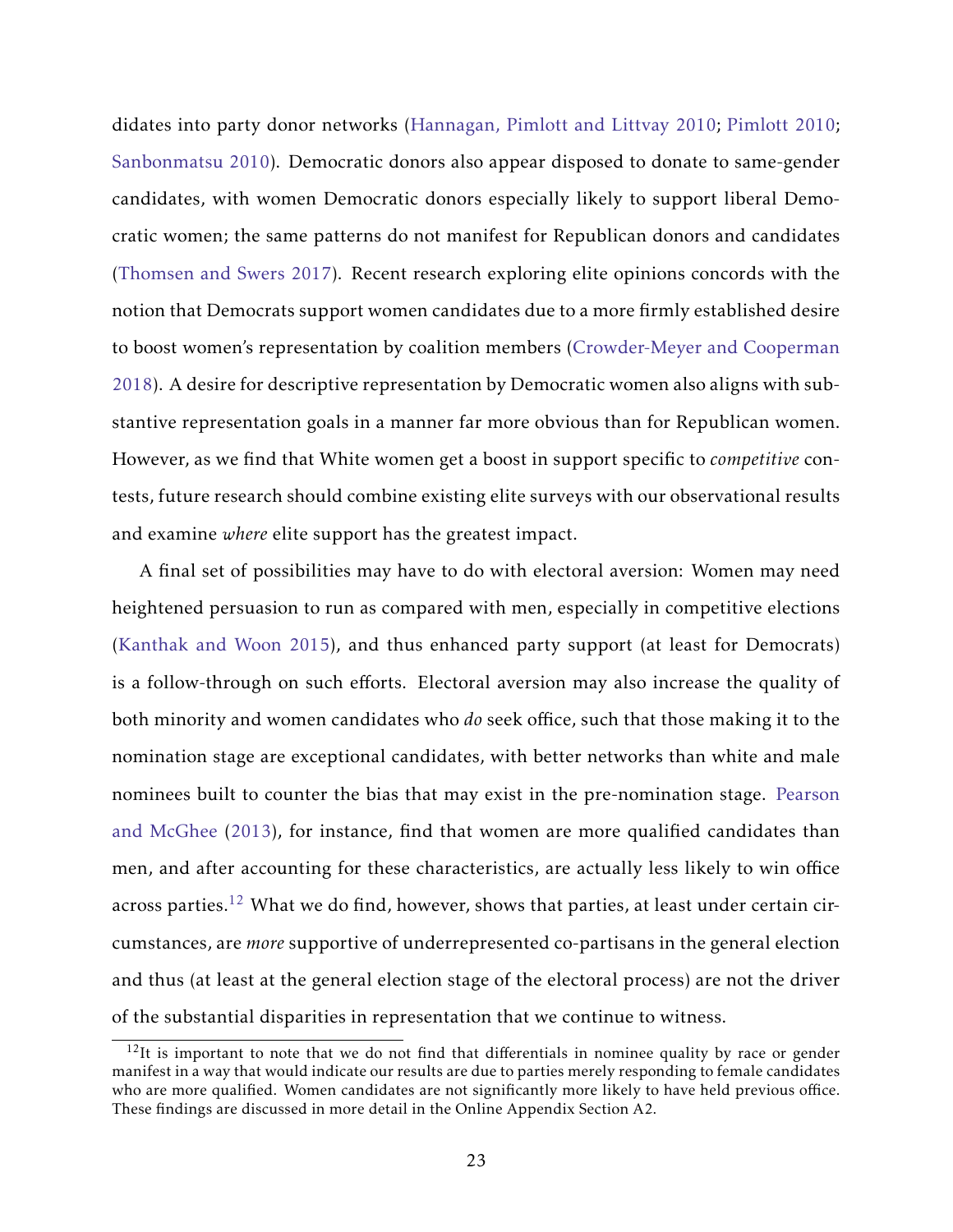didates into party donor networks (Hannagan, Pimlott and Littvay 2010; Pimlott 2010; Sanbonmatsu 2010). Democratic donors also appear disposed to donate to same-gender candidates, with women Democratic donors especially likely to support liberal Democratic women; the same patterns do not manifest for Republican donors and candidates (Thomsen and Swers 2017). Recent research exploring elite opinions concords with the notion that Democrats support women candidates due to a more firmly established desire to boost women's representation by coalition members (Crowder-Meyer and Cooperman 2018). A desire for descriptive representation by Democratic women also aligns with substantive representation goals in a manner far more obvious than for Republican women. However, as we find that White women get a boost in support specific to *competitive* contests, future research should combine existing elite surveys with our observational results and examine *where* elite support has the greatest impact.

A final set of possibilities may have to do with electoral aversion: Women may need heightened persuasion to run as compared with men, especially in competitive elections (Kanthak and Woon 2015), and thus enhanced party support (at least for Democrats) is a follow-through on such efforts. Electoral aversion may also increase the quality of both minority and women candidates who *do* seek office, such that those making it to the nomination stage are exceptional candidates, with better networks than white and male nominees built to counter the bias that may exist in the pre-nomination stage. Pearson and McGhee (2013), for instance, find that women are more qualified candidates than men, and after accounting for these characteristics, are actually less likely to win office across parties.[12] What we do find, however, shows that parties, at least under certain circumstances, are *more* supportive of underrepresented co-partisans in the general election and thus (at least at the general election stage of the electoral process) are not the driver of the substantial disparities in representation that we continue to witness.

[12]It is important to note that we do not find that differentials in nominee quality by race or gender manifest in a way that would indicate our results are due to parties merely responding to female candidates who are more qualified. Women candidates are not significantly more likely to have held previous office. These findings are discussed in more detail in the Online Appendix Section A2.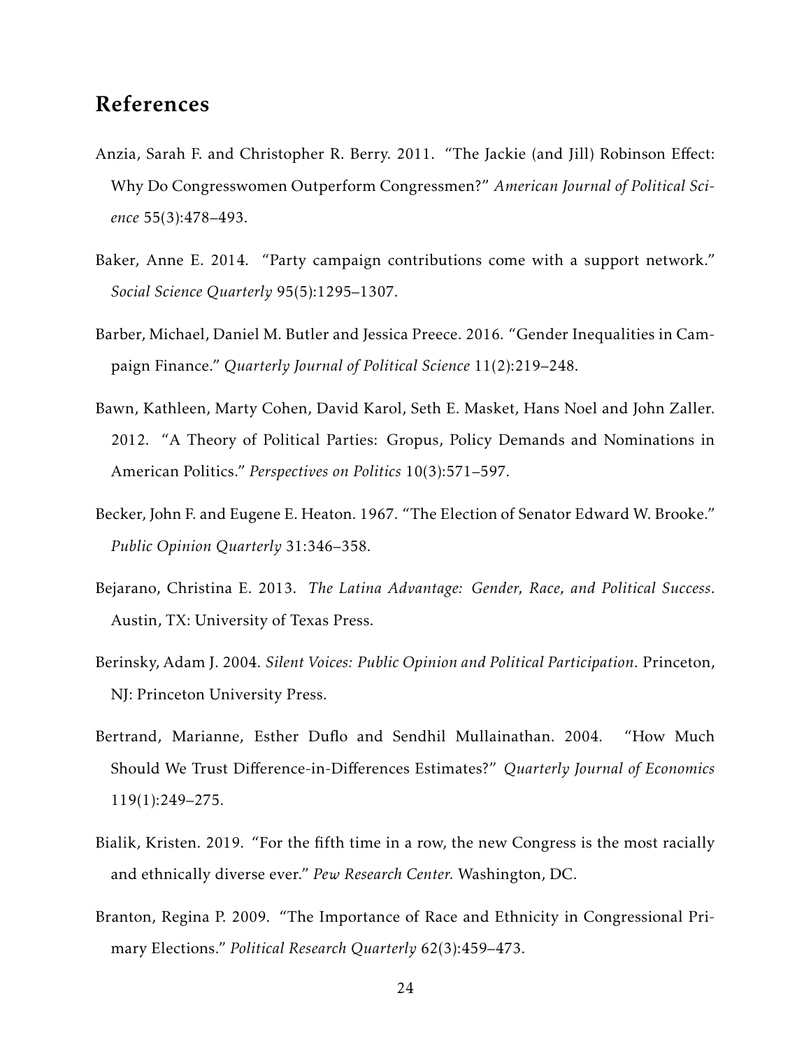## References

Anzia, Sarah F. and Christopher R. Berry. 2011. "The Jackie (and Jill) Robinson Effect: Why Do Congresswomen Outperform Congressmen?" *American Journal of Political Science* 55(3):478–493.

Baker, Anne E. 2014. "Party campaign contributions come with a support network." *Social Science Quarterly* 95(5):1295–1307.

Barber, Michael, Daniel M. Butler and Jessica Preece. 2016. "Gender Inequalities in Campaign Finance." *Quarterly Journal of Political Science* 11(2):219–248.

Bawn, Kathleen, Marty Cohen, David Karol, Seth E. Masket, Hans Noel and John Zaller. 2012. "A Theory of Political Parties: Gropus, Policy Demands and Nominations in American Politics." *Perspectives on Politics* 10(3):571–597.

Becker, John F. and Eugene E. Heaton. 1967. "The Election of Senator Edward W. Brooke." *Public Opinion Quarterly* 31:346–358.

Bejarano, Christina E. 2013. *The Latina Advantage: Gender, Race, and Political Success*. Austin, TX: University of Texas Press.

Berinsky, Adam J. 2004. *Silent Voices: Public Opinion and Political Participation*. Princeton, NJ: Princeton University Press.

Bertrand, Marianne, Esther Duflo and Sendhil Mullainathan. 2004. "How Much Should We Trust Difference-in-Differences Estimates?" *Quarterly Journal of Economics* 119(1):249–275.

Bialik, Kristen. 2019. "For the fifth time in a row, the new Congress is the most racially and ethnically diverse ever." *Pew Research Center.* Washington, DC.

Branton, Regina P. 2009. "The Importance of Race and Ethnicity in Congressional Primary Elections." *Political Research Quarterly* 62(3):459–473.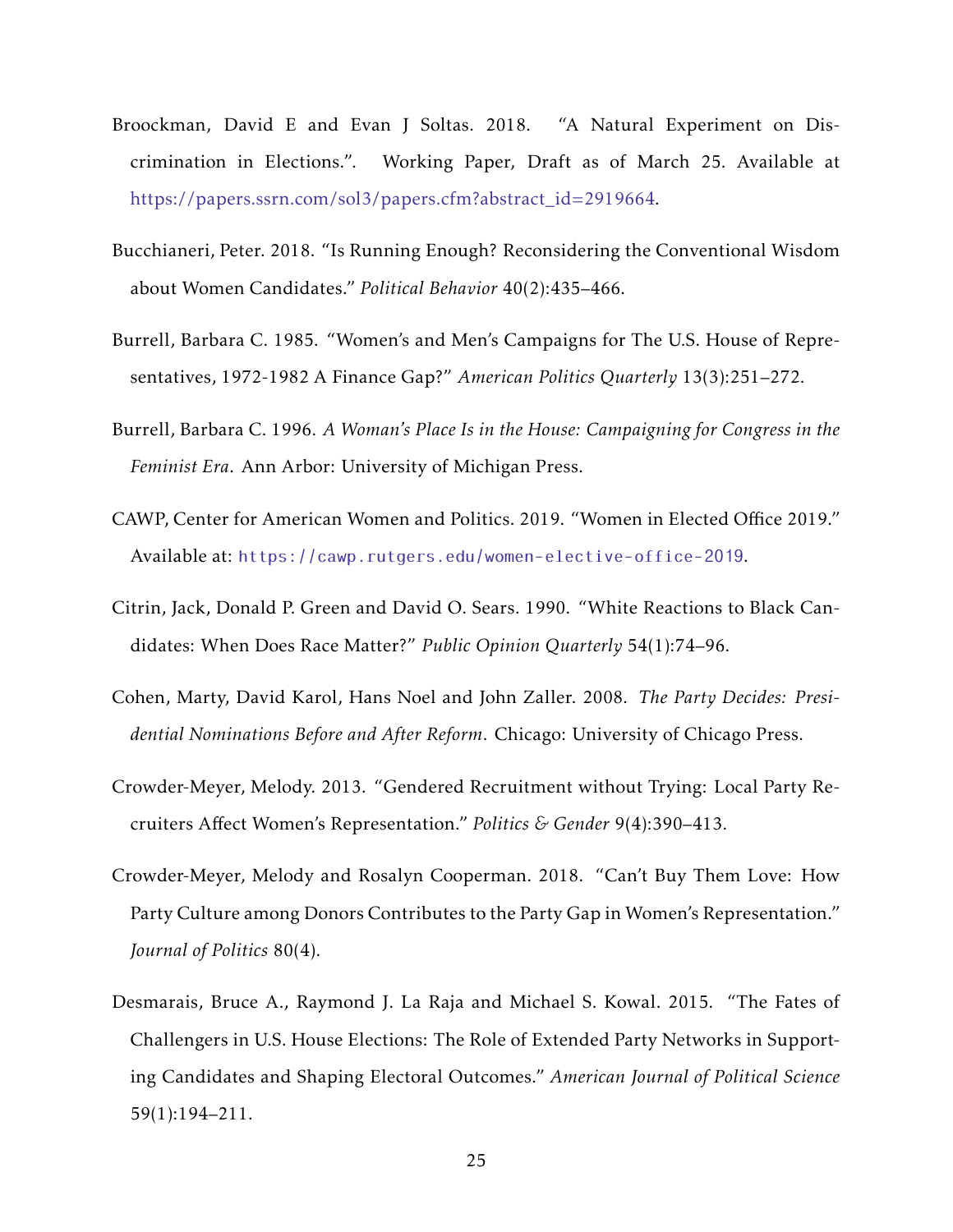Broockman, David E and Evan J Soltas. 2018. "A Natural Experiment on Discrimination in Elections.". Working Paper, Draft as of March 25. Available at https://papers.ssrn.com/sol3/papers.cfm?abstract_id=2919664.

Bucchianeri, Peter. 2018. "Is Running Enough? Reconsidering the Conventional Wisdom about Women Candidates." *Political Behavior* 40(2):435–466.

Burrell, Barbara C. 1985. "Women's and Men's Campaigns for The U.S. House of Representatives, 1972-1982 A Finance Gap?" *American Politics Quarterly* 13(3):251–272.

Burrell, Barbara C. 1996. *A Woman's Place Is in the House: Campaigning for Congress in the Feminist Era*. Ann Arbor: University of Michigan Press.

CAWP, Center for American Women and Politics. 2019. "Women in Elected Office 2019." Available at: `https://cawp.rutgers.edu/women-elective-office-2019`.

Citrin, Jack, Donald P. Green and David O. Sears. 1990. "White Reactions to Black Candidates: When Does Race Matter?" *Public Opinion Quarterly* 54(1):74–96.

Cohen, Marty, David Karol, Hans Noel and John Zaller. 2008. *The Party Decides: Presidential Nominations Before and After Reform*. Chicago: University of Chicago Press.

Crowder-Meyer, Melody. 2013. "Gendered Recruitment without Trying: Local Party Recruiters Affect Women's Representation." *Politics & Gender* 9(4):390–413.

Crowder-Meyer, Melody and Rosalyn Cooperman. 2018. "Can't Buy Them Love: How Party Culture among Donors Contributes to the Party Gap in Women's Representation." *Journal of Politics* 80(4).

Desmarais, Bruce A., Raymond J. La Raja and Michael S. Kowal. 2015. "The Fates of Challengers in U.S. House Elections: The Role of Extended Party Networks in Supporting Candidates and Shaping Electoral Outcomes." *American Journal of Political Science* 59(1):194–211.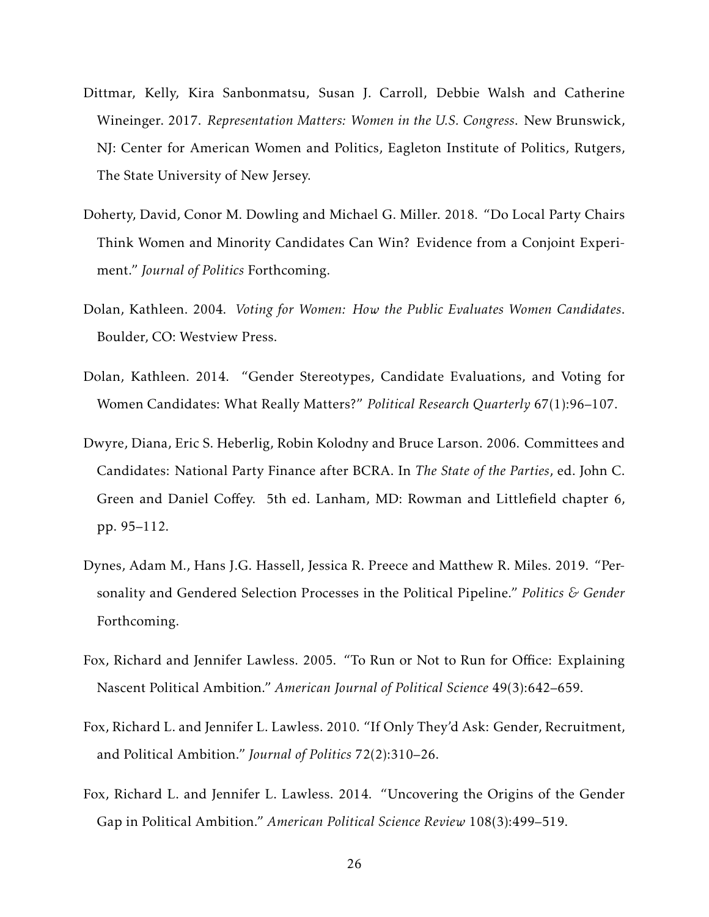Dittmar, Kelly, Kira Sanbonmatsu, Susan J. Carroll, Debbie Walsh and Catherine Wineinger. 2017. *Representation Matters: Women in the U.S. Congress*. New Brunswick, NJ: Center for American Women and Politics, Eagleton Institute of Politics, Rutgers, The State University of New Jersey.

Doherty, David, Conor M. Dowling and Michael G. Miller. 2018. "Do Local Party Chairs Think Women and Minority Candidates Can Win? Evidence from a Conjoint Experiment." *Journal of Politics* Forthcoming.

Dolan, Kathleen. 2004. *Voting for Women: How the Public Evaluates Women Candidates*. Boulder, CO: Westview Press.

Dolan, Kathleen. 2014. "Gender Stereotypes, Candidate Evaluations, and Voting for Women Candidates: What Really Matters?" *Political Research Quarterly* 67(1):96–107.

Dwyre, Diana, Eric S. Heberlig, Robin Kolodny and Bruce Larson. 2006. Committees and Candidates: National Party Finance after BCRA. In *The State of the Parties*, ed. John C. Green and Daniel Coffey. 5th ed. Lanham, MD: Rowman and Littlefield chapter 6, pp. 95–112.

Dynes, Adam M., Hans J.G. Hassell, Jessica R. Preece and Matthew R. Miles. 2019. "Personality and Gendered Selection Processes in the Political Pipeline." *Politics & Gender* Forthcoming.

Fox, Richard and Jennifer Lawless. 2005. "To Run or Not to Run for Office: Explaining Nascent Political Ambition." *American Journal of Political Science* 49(3):642–659.

Fox, Richard L. and Jennifer L. Lawless. 2010. "If Only They'd Ask: Gender, Recruitment, and Political Ambition." *Journal of Politics* 72(2):310–26.

Fox, Richard L. and Jennifer L. Lawless. 2014. "Uncovering the Origins of the Gender Gap in Political Ambition." *American Political Science Review* 108(3):499–519.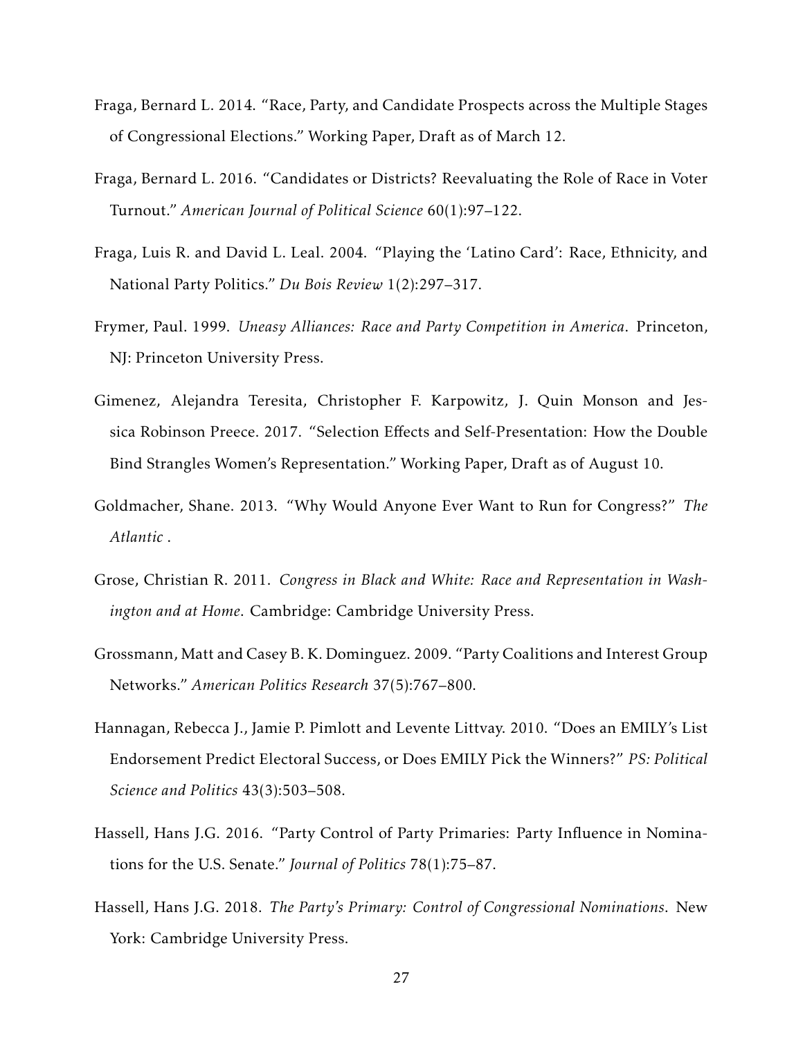Fraga, Bernard L. 2014. "Race, Party, and Candidate Prospects across the Multiple Stages of Congressional Elections." Working Paper, Draft as of March 12.

Fraga, Bernard L. 2016. "Candidates or Districts? Reevaluating the Role of Race in Voter Turnout." *American Journal of Political Science* 60(1):97–122.

Fraga, Luis R. and David L. Leal. 2004. "Playing the 'Latino Card': Race, Ethnicity, and National Party Politics." *Du Bois Review* 1(2):297–317.

Frymer, Paul. 1999. *Uneasy Alliances: Race and Party Competition in America*. Princeton, NJ: Princeton University Press.

Gimenez, Alejandra Teresita, Christopher F. Karpowitz, J. Quin Monson and Jessica Robinson Preece. 2017. "Selection Effects and Self-Presentation: How the Double Bind Strangles Women's Representation." Working Paper, Draft as of August 10.

Goldmacher, Shane. 2013. "Why Would Anyone Ever Want to Run for Congress?" *The Atlantic* .

Grose, Christian R. 2011. *Congress in Black and White: Race and Representation in Washington and at Home*. Cambridge: Cambridge University Press.

Grossmann, Matt and Casey B. K. Dominguez. 2009. "Party Coalitions and Interest Group Networks." *American Politics Research* 37(5):767–800.

Hannagan, Rebecca J., Jamie P. Pimlott and Levente Littvay. 2010. "Does an EMILY's List Endorsement Predict Electoral Success, or Does EMILY Pick the Winners?" *PS: Political Science and Politics* 43(3):503–508.

Hassell, Hans J.G. 2016. "Party Control of Party Primaries: Party Influence in Nominations for the U.S. Senate." *Journal of Politics* 78(1):75–87.

Hassell, Hans J.G. 2018. *The Party's Primary: Control of Congressional Nominations*. New York: Cambridge University Press.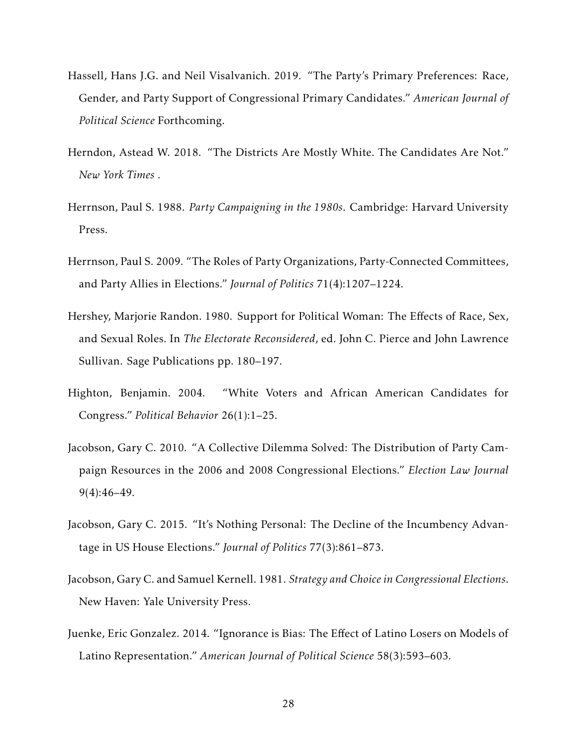Hassell, Hans J.G. and Neil Visalvanich. 2019. "The Party's Primary Preferences: Race, Gender, and Party Support of Congressional Primary Candidates." *American Journal of Political Science* Forthcoming.

Herndon, Astead W. 2018. "The Districts Are Mostly White. The Candidates Are Not." *New York Times* .

Herrnson, Paul S. 1988. *Party Campaigning in the 1980s*. Cambridge: Harvard University Press.

Herrnson, Paul S. 2009. "The Roles of Party Organizations, Party-Connected Committees, and Party Allies in Elections." *Journal of Politics* 71(4):1207–1224.

Hershey, Marjorie Randon. 1980. Support for Political Woman: The Effects of Race, Sex, and Sexual Roles. In *The Electorate Reconsidered*, ed. John C. Pierce and John Lawrence Sullivan. Sage Publications pp. 180–197.

Highton, Benjamin. 2004. "White Voters and African American Candidates for Congress." *Political Behavior* 26(1):1–25.

Jacobson, Gary C. 2010. "A Collective Dilemma Solved: The Distribution of Party Campaign Resources in the 2006 and 2008 Congressional Elections." *Election Law Journal* 9(4):46–49.

Jacobson, Gary C. 2015. "It's Nothing Personal: The Decline of the Incumbency Advantage in US House Elections." *Journal of Politics* 77(3):861–873.

Jacobson, Gary C. and Samuel Kernell. 1981. *Strategy and Choice in Congressional Elections*. New Haven: Yale University Press.

Juenke, Eric Gonzalez. 2014. "Ignorance is Bias: The Effect of Latino Losers on Models of Latino Representation." *American Journal of Political Science* 58(3):593–603.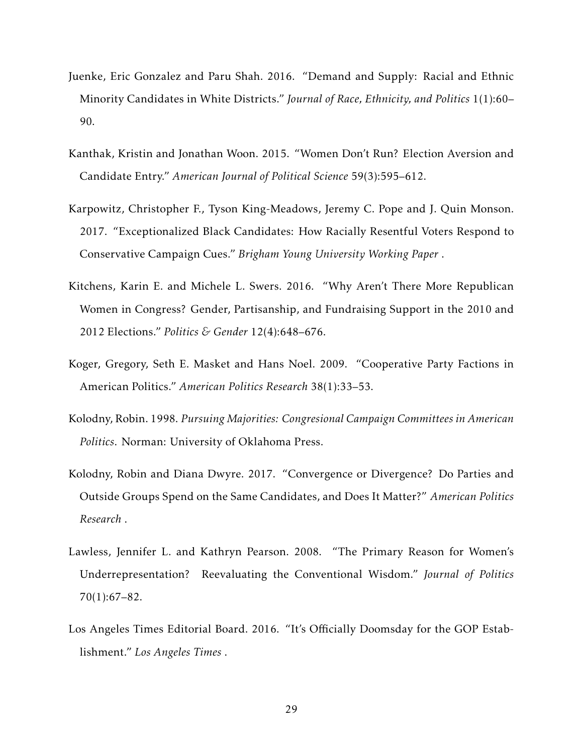Juenke, Eric Gonzalez and Paru Shah. 2016. "Demand and Supply: Racial and Ethnic Minority Candidates in White Districts." *Journal of Race, Ethnicity, and Politics* 1(1):60–90.

Kanthak, Kristin and Jonathan Woon. 2015. "Women Don't Run? Election Aversion and Candidate Entry." *American Journal of Political Science* 59(3):595–612.

Karpowitz, Christopher F., Tyson King-Meadows, Jeremy C. Pope and J. Quin Monson. 2017. "Exceptionalized Black Candidates: How Racially Resentful Voters Respond to Conservative Campaign Cues." *Brigham Young University Working Paper* .

Kitchens, Karin E. and Michele L. Swers. 2016. "Why Aren't There More Republican Women in Congress? Gender, Partisanship, and Fundraising Support in the 2010 and 2012 Elections." *Politics & Gender* 12(4):648–676.

Koger, Gregory, Seth E. Masket and Hans Noel. 2009. "Cooperative Party Factions in American Politics." *American Politics Research* 38(1):33–53.

Kolodny, Robin. 1998. *Pursuing Majorities: Congresional Campaign Committees in American Politics*. Norman: University of Oklahoma Press.

Kolodny, Robin and Diana Dwyre. 2017. "Convergence or Divergence? Do Parties and Outside Groups Spend on the Same Candidates, and Does It Matter?" *American Politics Research* .

Lawless, Jennifer L. and Kathryn Pearson. 2008. "The Primary Reason for Women's Underrepresentation? Reevaluating the Conventional Wisdom." *Journal of Politics* 70(1):67–82.

Los Angeles Times Editorial Board. 2016. "It's Officially Doomsday for the GOP Establishment." *Los Angeles Times* .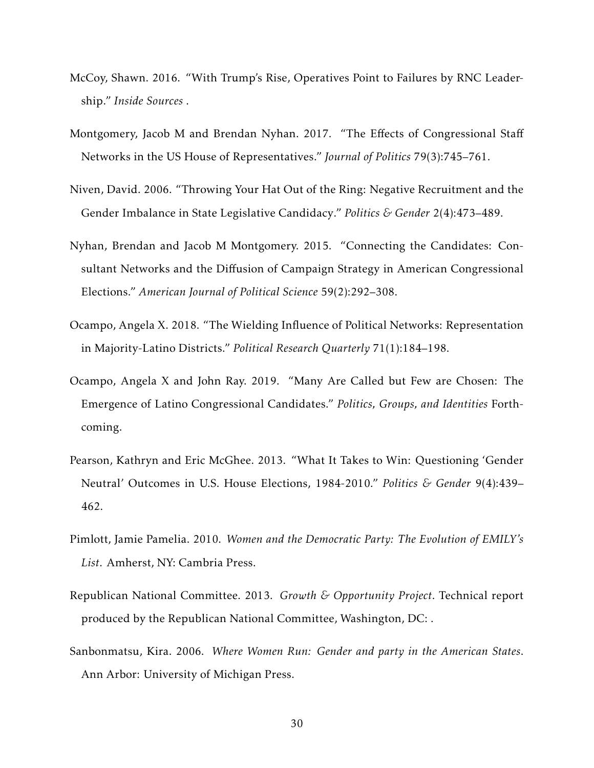McCoy, Shawn. 2016. "With Trump's Rise, Operatives Point to Failures by RNC Leadership." *Inside Sources* .

Montgomery, Jacob M and Brendan Nyhan. 2017. "The Effects of Congressional Staff Networks in the US House of Representatives." *Journal of Politics* 79(3):745–761.

Niven, David. 2006. "Throwing Your Hat Out of the Ring: Negative Recruitment and the Gender Imbalance in State Legislative Candidacy." *Politics & Gender* 2(4):473–489.

Nyhan, Brendan and Jacob M Montgomery. 2015. "Connecting the Candidates: Consultant Networks and the Diffusion of Campaign Strategy in American Congressional Elections." *American Journal of Political Science* 59(2):292–308.

Ocampo, Angela X. 2018. "The Wielding Influence of Political Networks: Representation in Majority-Latino Districts." *Political Research Quarterly* 71(1):184–198.

Ocampo, Angela X and John Ray. 2019. "Many Are Called but Few are Chosen: The Emergence of Latino Congressional Candidates." *Politics, Groups, and Identities* Forthcoming.

Pearson, Kathryn and Eric McGhee. 2013. "What It Takes to Win: Questioning 'Gender Neutral' Outcomes in U.S. House Elections, 1984-2010." *Politics & Gender* 9(4):439–462.

Pimlott, Jamie Pamelia. 2010. *Women and the Democratic Party: The Evolution of EMILY's List*. Amherst, NY: Cambria Press.

Republican National Committee. 2013. *Growth & Opportunity Project*. Technical report produced by the Republican National Committee, Washington, DC: .

Sanbonmatsu, Kira. 2006. *Where Women Run: Gender and party in the American States*. Ann Arbor: University of Michigan Press.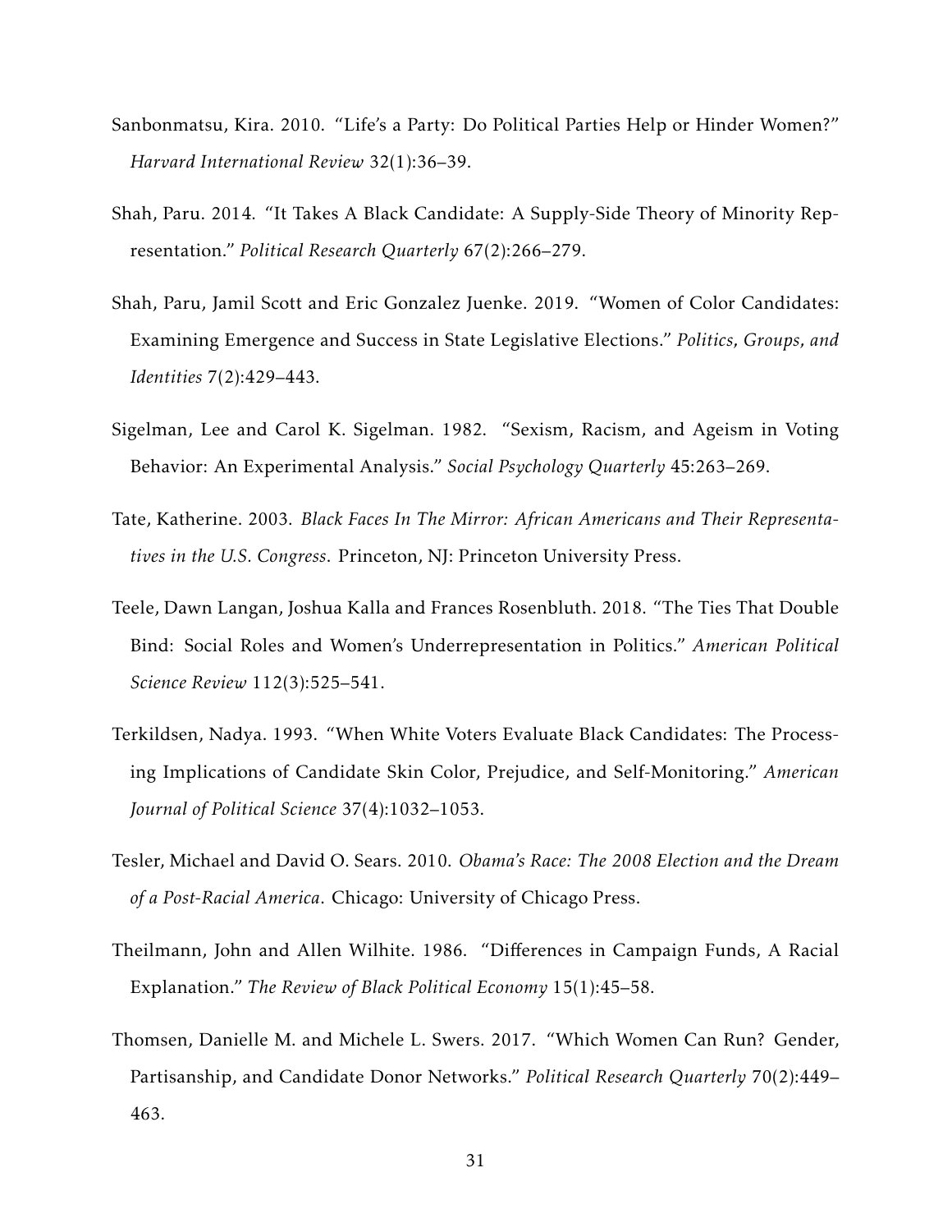Sanbonmatsu, Kira. 2010. "Life's a Party: Do Political Parties Help or Hinder Women?" *Harvard International Review* 32(1):36–39.

Shah, Paru. 2014. "It Takes A Black Candidate: A Supply-Side Theory of Minority Representation." *Political Research Quarterly* 67(2):266–279.

Shah, Paru, Jamil Scott and Eric Gonzalez Juenke. 2019. "Women of Color Candidates: Examining Emergence and Success in State Legislative Elections." *Politics, Groups, and Identities* 7(2):429–443.

Sigelman, Lee and Carol K. Sigelman. 1982. "Sexism, Racism, and Ageism in Voting Behavior: An Experimental Analysis." *Social Psychology Quarterly* 45:263–269.

Tate, Katherine. 2003. *Black Faces In The Mirror: African Americans and Their Representatives in the U.S. Congress*. Princeton, NJ: Princeton University Press.

Teele, Dawn Langan, Joshua Kalla and Frances Rosenbluth. 2018. "The Ties That Double Bind: Social Roles and Women's Underrepresentation in Politics." *American Political Science Review* 112(3):525–541.

Terkildsen, Nadya. 1993. "When White Voters Evaluate Black Candidates: The Processing Implications of Candidate Skin Color, Prejudice, and Self-Monitoring." *American Journal of Political Science* 37(4):1032–1053.

Tesler, Michael and David O. Sears. 2010. *Obama's Race: The 2008 Election and the Dream of a Post-Racial America*. Chicago: University of Chicago Press.

Theilmann, John and Allen Wilhite. 1986. "Differences in Campaign Funds, A Racial Explanation." *The Review of Black Political Economy* 15(1):45–58.

Thomsen, Danielle M. and Michele L. Swers. 2017. "Which Women Can Run? Gender, Partisanship, and Candidate Donor Networks." *Political Research Quarterly* 70(2):449–463.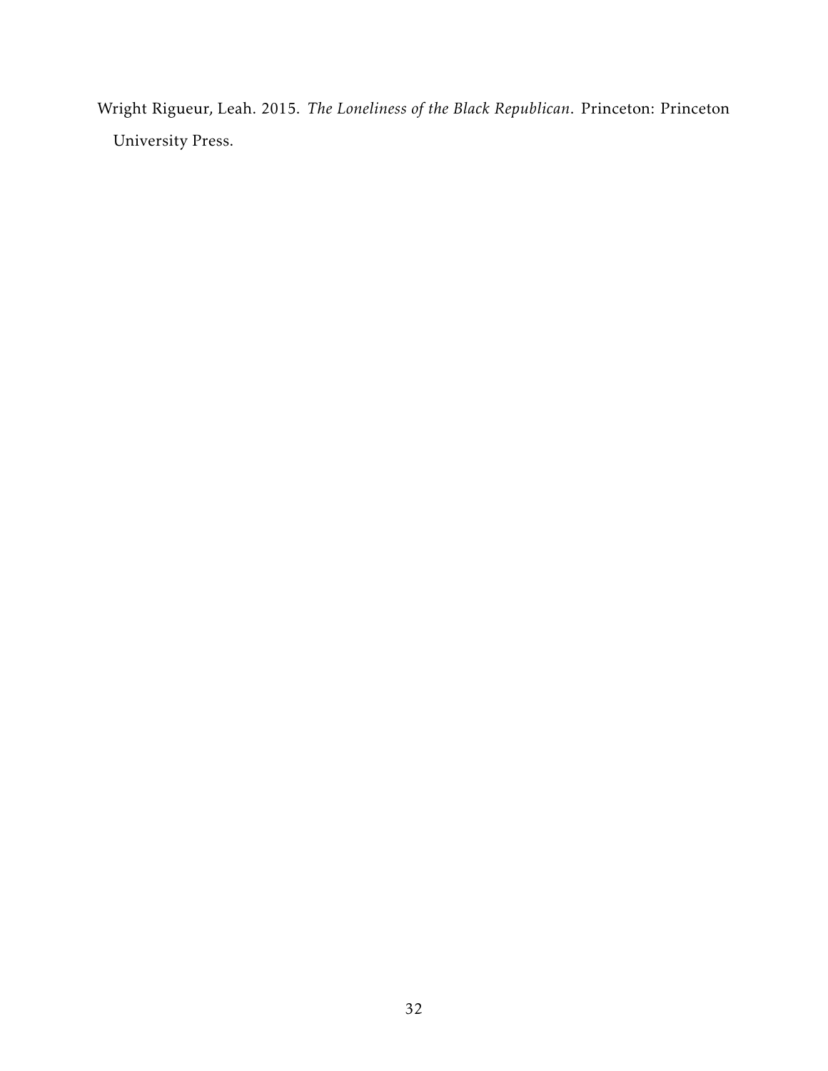Wright Rigueur, Leah. 2015. *The Loneliness of the Black Republican*. Princeton: Princeton University Press.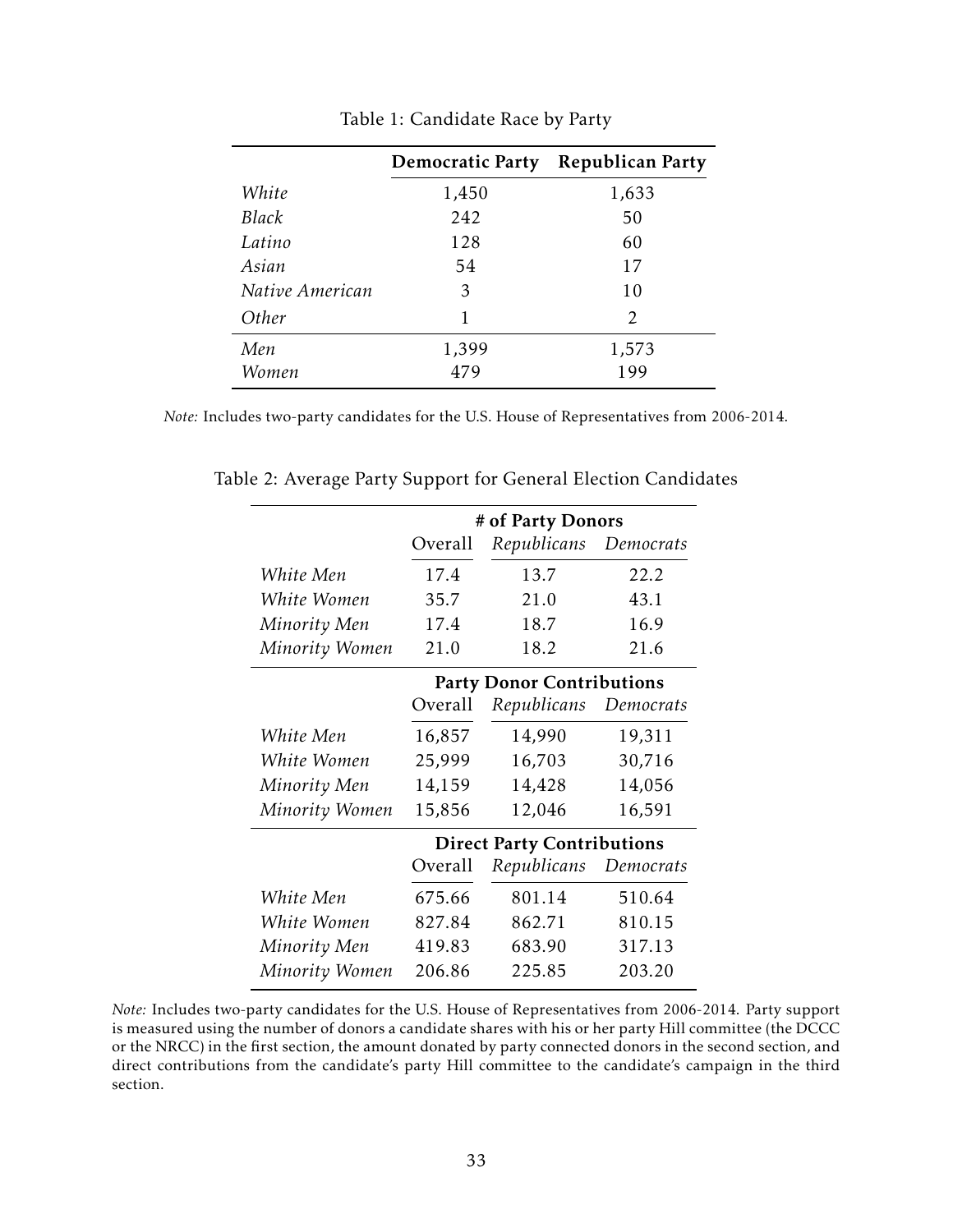Table 1: Candidate Race by Party

| | **Democratic Party** | **Republican Party** |
|---|---|---|
| *White* | 1,450 | 1,633 |
| *Black* | 242 | 50 |
| *Latino* | 128 | 60 |
| *Asian* | 54 | 17 |
| *Native American* | 3 | 10 |
| *Other* | 1 | 2 |
| *Men* | 1,399 | 1,573 |
| *Women* | 479 | 199 |

*Note:* Includes two-party candidates for the U.S. House of Representatives from 2006-2014.

Table 2: Average Party Support for General Election Candidates

| | **# of Party Donors** | | |
|---|---|---|---|
| | Overall | *Republicans* | *Democrats* |
| *White Men* | 17.4 | 13.7 | 22.2 |
| *White Women* | 35.7 | 21.0 | 43.1 |
| *Minority Men* | 17.4 | 18.7 | 16.9 |
| *Minority Women* | 21.0 | 18.2 | 21.6 |
| | **Party Donor Contributions** | | |
| | Overall | *Republicans* | *Democrats* |
| *White Men* | 16,857 | 14,990 | 19,311 |
| *White Women* | 25,999 | 16,703 | 30,716 |
| *Minority Men* | 14,159 | 14,428 | 14,056 |
| *Minority Women* | 15,856 | 12,046 | 16,591 |
| | **Direct Party Contributions** | | |
| | Overall | *Republicans* | *Democrats* |
| *White Men* | 675.66 | 801.14 | 510.64 |
| *White Women* | 827.84 | 862.71 | 810.15 |
| *Minority Men* | 419.83 | 683.90 | 317.13 |
| *Minority Women* | 206.86 | 225.85 | 203.20 |

*Note:* Includes two-party candidates for the U.S. House of Representatives from 2006-2014. Party support is measured using the number of donors a candidate shares with his or her party Hill committee (the DCCC or the NRCC) in the first section, the amount donated by party connected donors in the second section, and direct contributions from the candidate's party Hill committee to the candidate's campaign in the third section.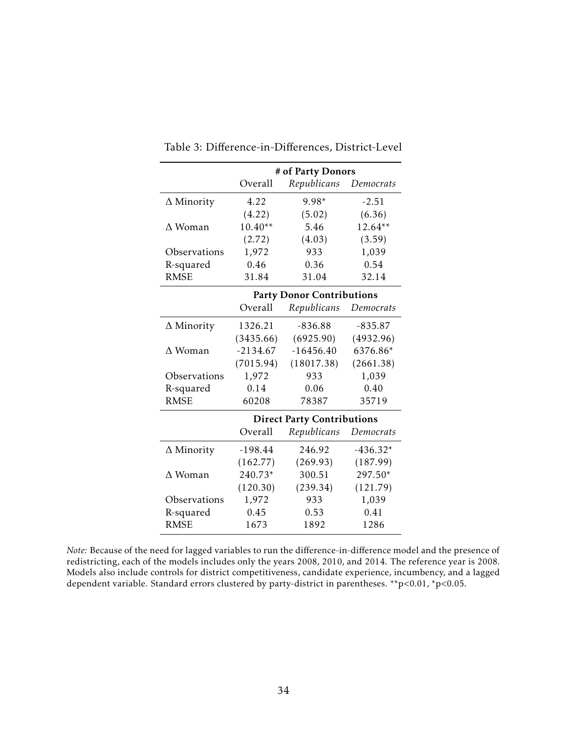Table 3: Difference-in-Differences, District-Level

| | # of Party Donors | | |
|---|---|---|---|
| | Overall | *Republicans* | *Democrats* |
| Δ Minority | 4.22 | 9.98* | -2.51 |
| | (4.22) | (5.02) | (6.36) |
| Δ Woman | 10.40** | 5.46 | 12.64** |
| | (2.72) | (4.03) | (3.59) |
| Observations | 1,972 | 933 | 1,039 |
| R-squared | 0.46 | 0.36 | 0.54 |
| RMSE | 31.84 | 31.04 | 32.14 |
| | **Party Donor Contributions** | | |
| | Overall | *Republicans* | *Democrats* |
| Δ Minority | 1326.21 | -836.88 | -835.87 |
| | (3435.66) | (6925.90) | (4932.96) |
| Δ Woman | -2134.67 | -16456.40 | 6376.86* |
| | (7015.94) | (18017.38) | (2661.38) |
| Observations | 1,972 | 933 | 1,039 |
| R-squared | 0.14 | 0.06 | 0.40 |
| RMSE | 60208 | 78387 | 35719 |
| | **Direct Party Contributions** | | |
| | Overall | *Republicans* | *Democrats* |
| Δ Minority | -198.44 | 246.92 | -436.32* |
| | (162.77) | (269.93) | (187.99) |
| Δ Woman | 240.73* | 300.51 | 297.50* |
| | (120.30) | (239.34) | (121.79) |
| Observations | 1,972 | 933 | 1,039 |
| R-squared | 0.45 | 0.53 | 0.41 |
| RMSE | 1673 | 1892 | 1286 |

*Note:* Because of the need for lagged variables to run the difference-in-difference model and the presence of redistricting, each of the models includes only the years 2008, 2010, and 2014. The reference year is 2008. Models also include controls for district competitiveness, candidate experience, incumbency, and a lagged dependent variable. Standard errors clustered by party-district in parentheses. **p<0.01, *p<0.05.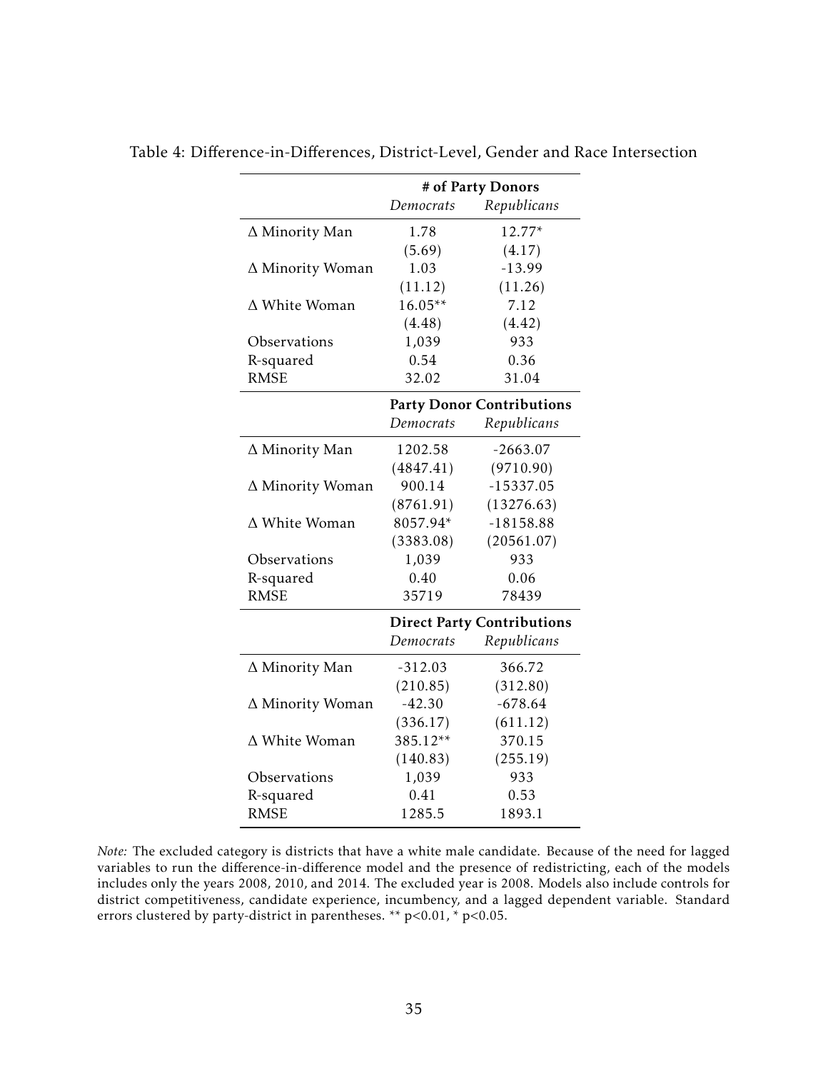Table 4: Difference-in-Differences, District-Level, Gender and Race Intersection

| | # of Party Donors | |
|---|---|---|
| | *Democrats* | *Republicans* |
| Δ Minority Man | 1.78 | 12.77* |
| | (5.69) | (4.17) |
| Δ Minority Woman | 1.03 | -13.99 |
| | (11.12) | (11.26) |
| Δ White Woman | 16.05** | 7.12 |
| | (4.48) | (4.42) |
| Observations | 1,039 | 933 |
| R-squared | 0.54 | 0.36 |
| RMSE | 32.02 | 31.04 |
| | **Party Donor Contributions** | |
| | *Democrats* | *Republicans* |
| Δ Minority Man | 1202.58 | -2663.07 |
| | (4847.41) | (9710.90) |
| Δ Minority Woman | 900.14 | -15337.05 |
| | (8761.91) | (13276.63) |
| Δ White Woman | 8057.94* | -18158.88 |
| | (3383.08) | (20561.07) |
| Observations | 1,039 | 933 |
| R-squared | 0.40 | 0.06 |
| RMSE | 35719 | 78439 |
| | **Direct Party Contributions** | |
| | *Democrats* | *Republicans* |
| Δ Minority Man | -312.03 | 366.72 |
| | (210.85) | (312.80) |
| Δ Minority Woman | -42.30 | -678.64 |
| | (336.17) | (611.12) |
| Δ White Woman | 385.12** | 370.15 |
| | (140.83) | (255.19) |
| Observations | 1,039 | 933 |
| R-squared | 0.41 | 0.53 |
| RMSE | 1285.5 | 1893.1 |

*Note:* The excluded category is districts that have a white male candidate. Because of the need for lagged variables to run the difference-in-difference model and the presence of redistricting, each of the models includes only the years 2008, 2010, and 2014. The excluded year is 2008. Models also include controls for district competitiveness, candidate experience, incumbency, and a lagged dependent variable. Standard errors clustered by party-district in parentheses. ** p<0.01, * p<0.05.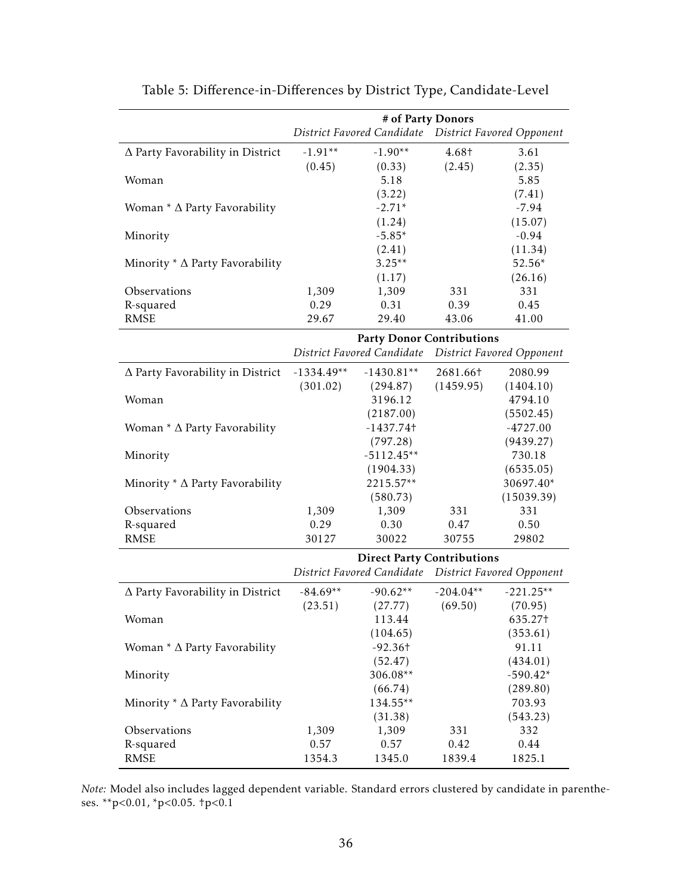Table 5: Difference-in-Differences by District Type, Candidate-Level

| | # of Party Donors | | | |
|---|---|---|---|---|
| | *District Favored Candidate* | | *District Favored Opponent* | |
| Δ Party Favorability in District | -1.91** | -1.90** | 4.68† | 3.61 |
| | (0.45) | (0.33) | (2.45) | (2.35) |
| Woman | | 5.18 | | 5.85 |
| | | (3.22) | | (7.41) |
| Woman * Δ Party Favorability | | -2.71* | | -7.94 |
| | | (1.24) | | (15.07) |
| Minority | | -5.85* | | -0.94 |
| | | (2.41) | | (11.34) |
| Minority * Δ Party Favorability | | 3.25** | | 52.56* |
| | | (1.17) | | (26.16) |
| Observations | 1,309 | 1,309 | 331 | 331 |
| R-squared | 0.29 | 0.31 | 0.39 | 0.45 |
| RMSE | 29.67 | 29.40 | 43.06 | 41.00 |
| | **Party Donor Contributions** | | | |
| | *District Favored Candidate* | | *District Favored Opponent* | |
| Δ Party Favorability in District | -1334.49** | -1430.81** | 2681.66† | 2080.99 |
| | (301.02) | (294.87) | (1459.95) | (1404.10) |
| Woman | | 3196.12 | | 4794.10 |
| | | (2187.00) | | (5502.45) |
| Woman * Δ Party Favorability | | -1437.74† | | -4727.00 |
| | | (797.28) | | (9439.27) |
| Minority | | -5112.45** | | 730.18 |
| | | (1904.33) | | (6535.05) |
| Minority * Δ Party Favorability | | 2215.57** | | 30697.40* |
| | | (580.73) | | (15039.39) |
| Observations | 1,309 | 1,309 | 331 | 331 |
| R-squared | 0.29 | 0.30 | 0.47 | 0.50 |
| RMSE | 30127 | 30022 | 30755 | 29802 |
| | **Direct Party Contributions** | | | |
| | *District Favored Candidate* | | *District Favored Opponent* | |
| Δ Party Favorability in District | -84.69** | -90.62** | -204.04** | -221.25** |
| | (23.51) | (27.77) | (69.50) | (70.95) |
| Woman | | 113.44 | | 635.27† |
| | | (104.65) | | (353.61) |
| Woman * Δ Party Favorability | | -92.36† | | 91.11 |
| | | (52.47) | | (434.01) |
| Minority | | 306.08** | | -590.42* |
| | | (66.74) | | (289.80) |
| Minority * Δ Party Favorability | | 134.55** | | 703.93 |
| | | (31.38) | | (543.23) |
| Observations | 1,309 | 1,309 | 331 | 332 |
| R-squared | 0.57 | 0.57 | 0.42 | 0.44 |
| RMSE | 1354.3 | 1345.0 | 1839.4 | 1825.1 |

*Note:* Model also includes lagged dependent variable. Standard errors clustered by candidate in parentheses. **p<0.01, *p<0.05. †p<0.1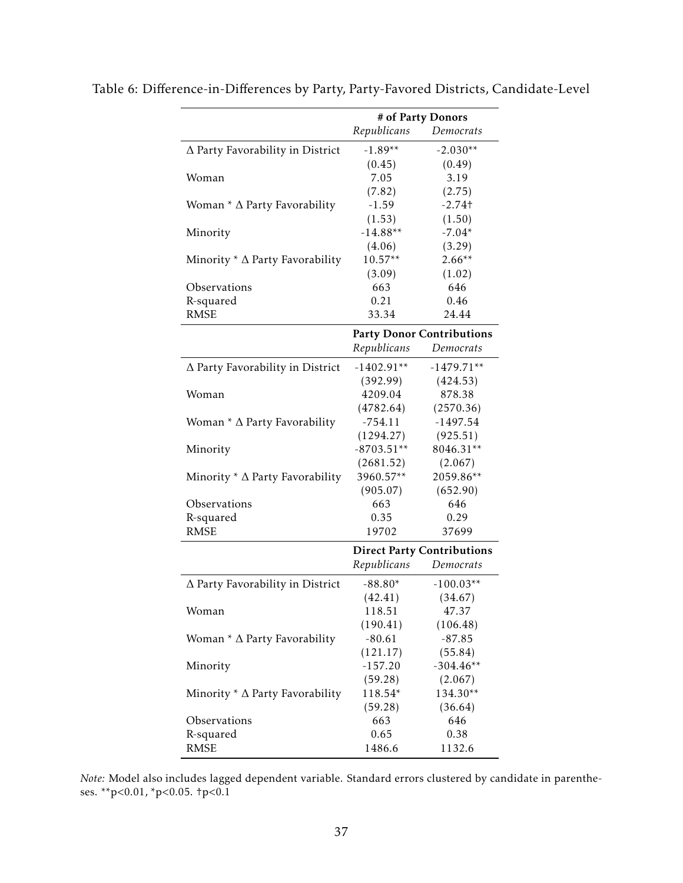Table 6: Difference-in-Differences by Party, Party-Favored Districts, Candidate-Level

| | **# of Party Donors** | |
|---|---|---|
| | *Republicans* | *Democrats* |
| Δ Party Favorability in District | -1.89** | -2.030** |
| | (0.45) | (0.49) |
| Woman | 7.05 | 3.19 |
| | (7.82) | (2.75) |
| Woman * Δ Party Favorability | -1.59 | -2.74† |
| | (1.53) | (1.50) |
| Minority | -14.88** | -7.04* |
| | (4.06) | (3.29) |
| Minority * Δ Party Favorability | 10.57** | 2.66** |
| | (3.09) | (1.02) |
| Observations | 663 | 646 |
| R-squared | 0.21 | 0.46 |
| RMSE | 33.34 | 24.44 |
| | **Party Donor Contributions** | |
| | *Republicans* | *Democrats* |
| Δ Party Favorability in District | -1402.91** | -1479.71** |
| | (392.99) | (424.53) |
| Woman | 4209.04 | 878.38 |
| | (4782.64) | (2570.36) |
| Woman * Δ Party Favorability | -754.11 | -1497.54 |
| | (1294.27) | (925.51) |
| Minority | -8703.51** | 8046.31** |
| | (2681.52) | (2.067) |
| Minority * Δ Party Favorability | 3960.57** | 2059.86** |
| | (905.07) | (652.90) |
| Observations | 663 | 646 |
| R-squared | 0.35 | 0.29 |
| RMSE | 19702 | 37699 |
| | **Direct Party Contributions** | |
| | *Republicans* | *Democrats* |
| Δ Party Favorability in District | -88.80* | -100.03** |
| | (42.41) | (34.67) |
| Woman | 118.51 | 47.37 |
| | (190.41) | (106.48) |
| Woman * Δ Party Favorability | -80.61 | -87.85 |
| | (121.17) | (55.84) |
| Minority | -157.20 | -304.46** |
| | (59.28) | (2.067) |
| Minority * Δ Party Favorability | 118.54* | 134.30** |
| | (59.28) | (36.64) |
| Observations | 663 | 646 |
| R-squared | 0.65 | 0.38 |
| RMSE | 1486.6 | 1132.6 |

*Note:* Model also includes lagged dependent variable. Standard errors clustered by candidate in parentheses. **p<0.01, *p<0.05. †p<0.1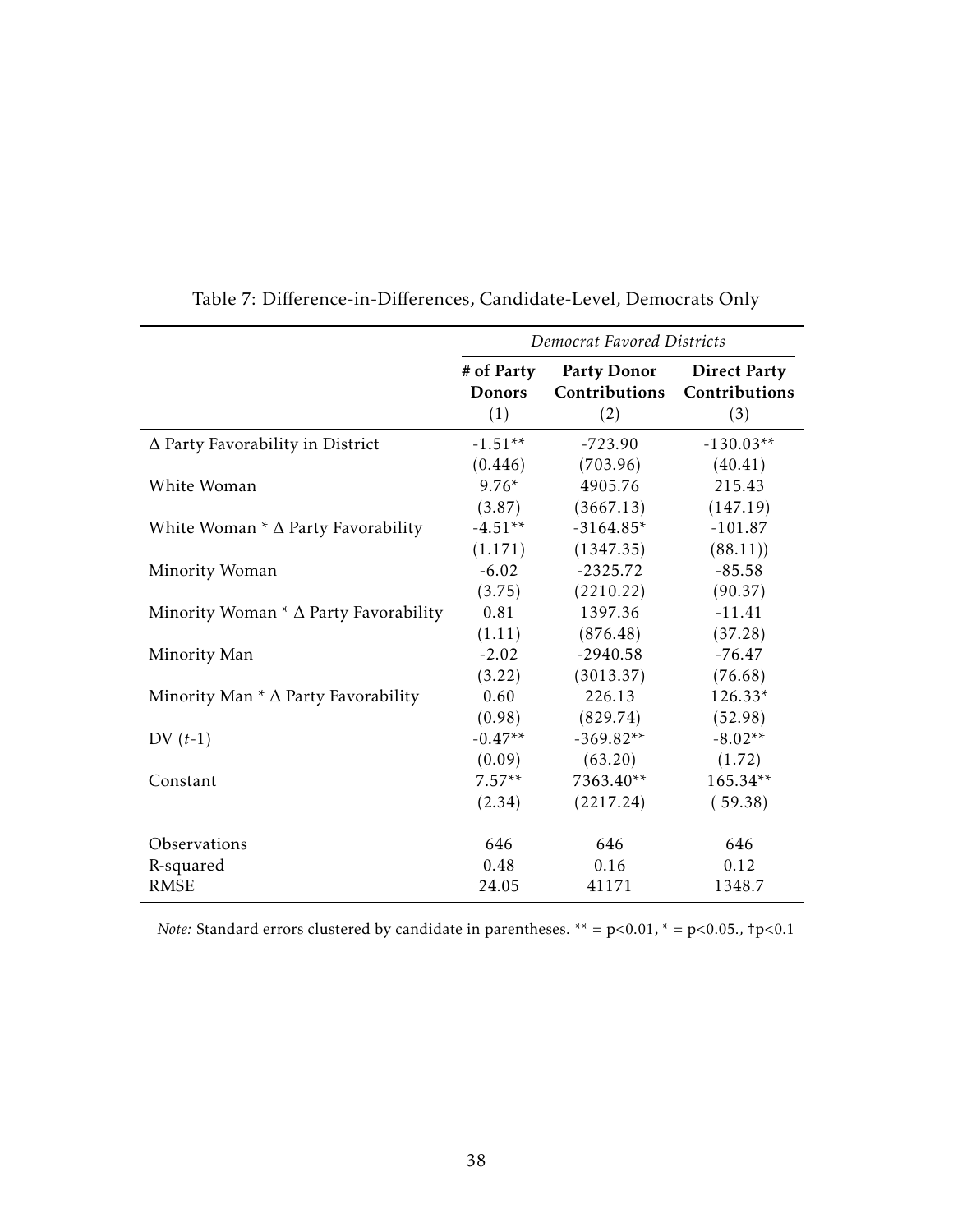Table 7: Difference-in-Differences, Candidate-Level, Democrats Only

| | *Democrat Favored Districts* | | |
|---|---|---|---|
| | **# of Party Donors** (1) | **Party Donor Contributions** (2) | **Direct Party Contributions** (3) |
| Δ Party Favorability in District | -1.51** | -723.90 | -130.03** |
| | (0.446) | (703.96) | (40.41) |
| White Woman | 9.76* | 4905.76 | 215.43 |
| | (3.87) | (3667.13) | (147.19) |
| White Woman * Δ Party Favorability | -4.51** | -3164.85* | -101.87 |
| | (1.171) | (1347.35) | (88.11)) |
| Minority Woman | -6.02 | -2325.72 | -85.58 |
| | (3.75) | (2210.22) | (90.37) |
| Minority Woman * Δ Party Favorability | 0.81 | 1397.36 | -11.41 |
| | (1.11) | (876.48) | (37.28) |
| Minority Man | -2.02 | -2940.58 | -76.47 |
| | (3.22) | (3013.37) | (76.68) |
| Minority Man * Δ Party Favorability | 0.60 | 226.13 | 126.33* |
| | (0.98) | (829.74) | (52.98) |
| DV ($t$-1) | -0.47** | -369.82** | -8.02** |
| | (0.09) | (63.20) | (1.72) |
| Constant | 7.57** | 7363.40** | 165.34** |
| | (2.34) | (2217.24) | ( 59.38) |
| Observations | 646 | 646 | 646 |
| R-squared | 0.48 | 0.16 | 0.12 |
| RMSE | 24.05 | 41171 | 1348.7 |

*Note:* Standard errors clustered by candidate in parentheses. ** = p<0.01, * = p<0.05., †p<0.1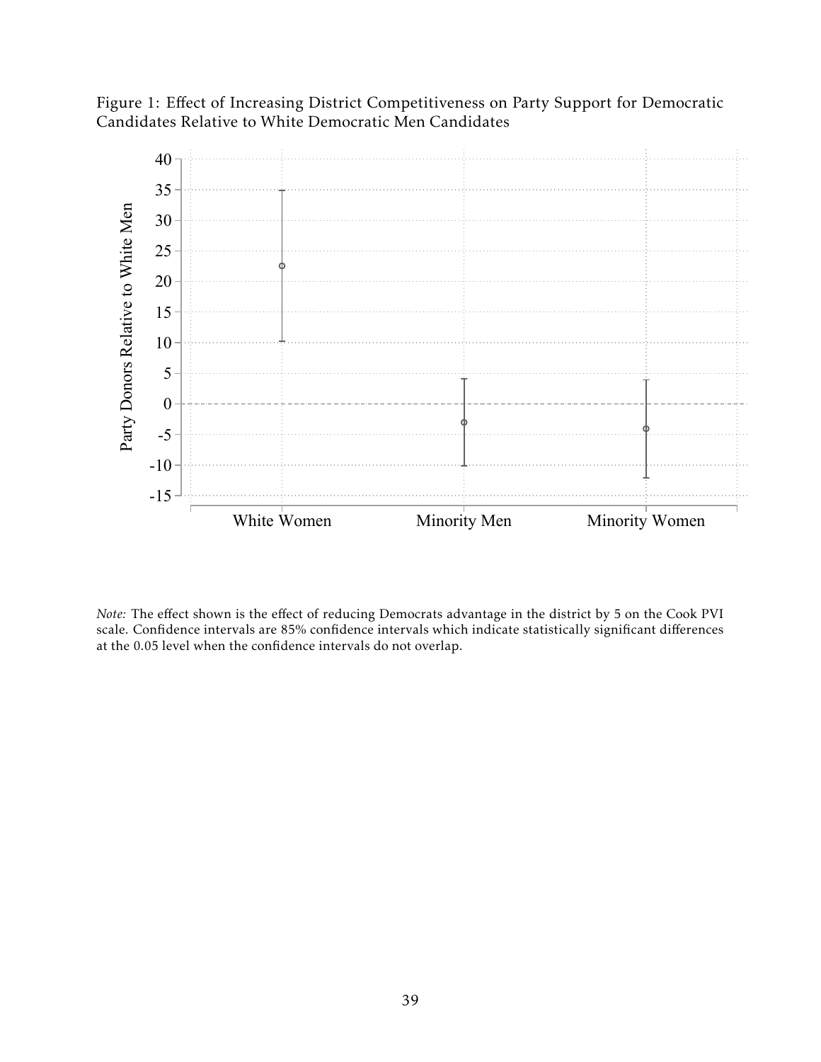Figure 1: Effect of Increasing District Competitiveness on Party Support for Democratic Candidates Relative to White Democratic Men Candidates

*Note:* The effect shown is the effect of reducing Democrats advantage in the district by 5 on the Cook PVI scale. Confidence intervals are 85% confidence intervals which indicate statistically significant differences at the 0.05 level when the confidence intervals do not overlap.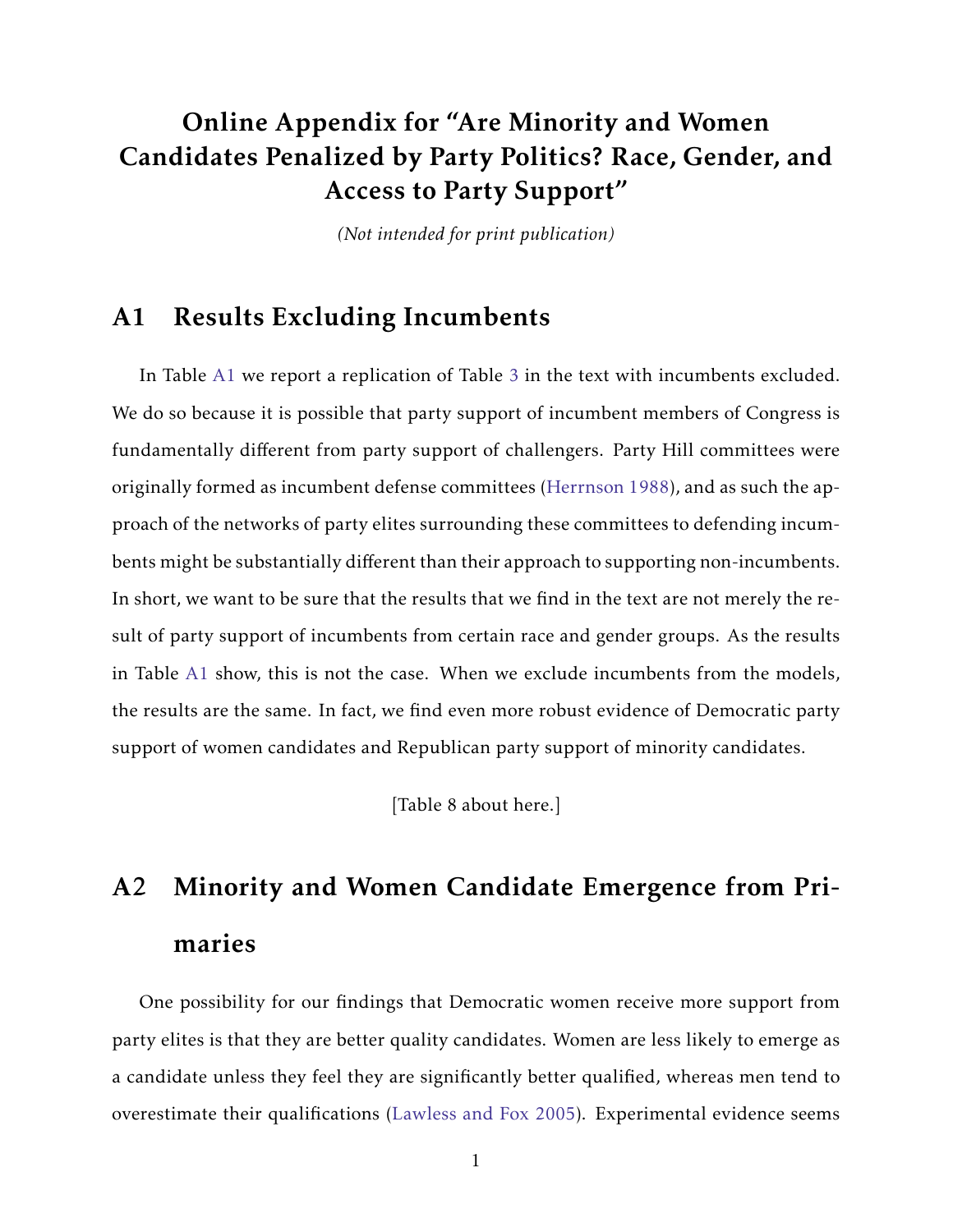# Online Appendix for "Are Minority and Women Candidates Penalized by Party Politics? Race, Gender, and Access to Party Support"

*(Not intended for print publication)*

## A1 Results Excluding Incumbents

In Table A1 we report a replication of Table 3 in the text with incumbents excluded. We do so because it is possible that party support of incumbent members of Congress is fundamentally different from party support of challengers. Party Hill committees were originally formed as incumbent defense committees (Herrnson 1988), and as such the approach of the networks of party elites surrounding these committees to defending incumbents might be substantially different than their approach to supporting non-incumbents. In short, we want to be sure that the results that we find in the text are not merely the result of party support of incumbents from certain race and gender groups. As the results in Table A1 show, this is not the case. When we exclude incumbents from the models, the results are the same. In fact, we find even more robust evidence of Democratic party support of women candidates and Republican party support of minority candidates.

[Table 8 about here.]

## A2 Minority and Women Candidate Emergence from Primaries

One possibility for our findings that Democratic women receive more support from party elites is that they are better quality candidates. Women are less likely to emerge as a candidate unless they feel they are significantly better qualified, whereas men tend to overestimate their qualifications (Lawless and Fox 2005). Experimental evidence seems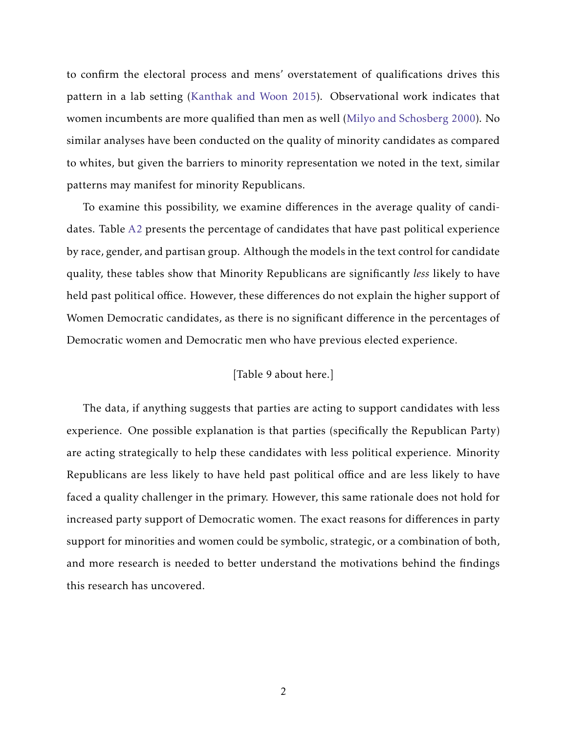to confirm the electoral process and mens' overstatement of qualifications drives this pattern in a lab setting (Kanthak and Woon 2015). Observational work indicates that women incumbents are more qualified than men as well (Milyo and Schosberg 2000). No similar analyses have been conducted on the quality of minority candidates as compared to whites, but given the barriers to minority representation we noted in the text, similar patterns may manifest for minority Republicans.

To examine this possibility, we examine differences in the average quality of candidates. Table A2 presents the percentage of candidates that have past political experience by race, gender, and partisan group. Although the models in the text control for candidate quality, these tables show that Minority Republicans are significantly *less* likely to have held past political office. However, these differences do not explain the higher support of Women Democratic candidates, as there is no significant difference in the percentages of Democratic women and Democratic men who have previous elected experience.

[Table 9 about here.]

The data, if anything suggests that parties are acting to support candidates with less experience. One possible explanation is that parties (specifically the Republican Party) are acting strategically to help these candidates with less political experience. Minority Republicans are less likely to have held past political office and are less likely to have faced a quality challenger in the primary. However, this same rationale does not hold for increased party support of Democratic women. The exact reasons for differences in party support for minorities and women could be symbolic, strategic, or a combination of both, and more research is needed to better understand the motivations behind the findings this research has uncovered.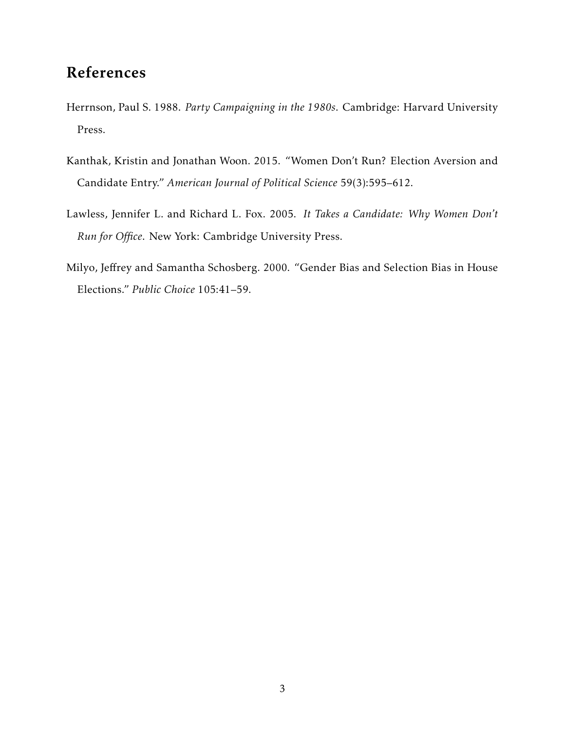## References

Herrnson, Paul S. 1988. *Party Campaigning in the 1980s.* Cambridge: Harvard University Press.

Kanthak, Kristin and Jonathan Woon. 2015. "Women Don't Run? Election Aversion and Candidate Entry." *American Journal of Political Science* 59(3):595–612.

Lawless, Jennifer L. and Richard L. Fox. 2005. *It Takes a Candidate: Why Women Don't Run for Office.* New York: Cambridge University Press.

Milyo, Jeffrey and Samantha Schosberg. 2000. "Gender Bias and Selection Bias in House Elections." *Public Choice* 105:41–59.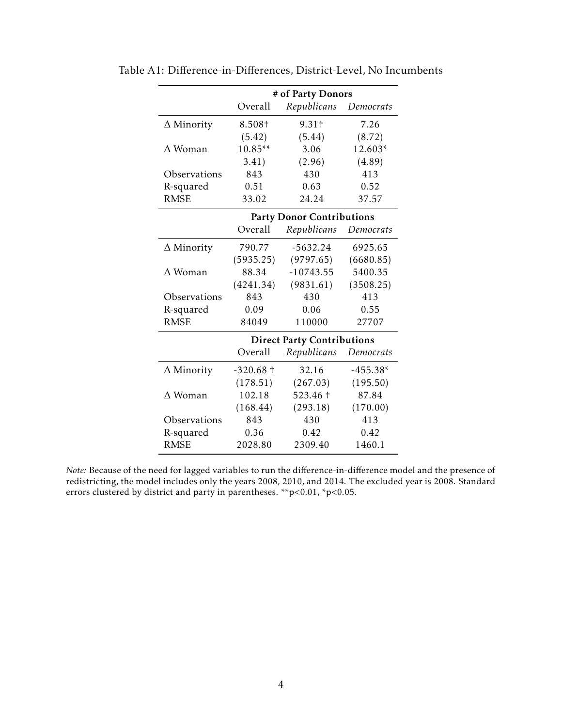Table A1: Difference-in-Differences, District-Level, No Incumbents

| | # of Party Donors | | |
|---|---|---|---|
| | Overall | *Republicans* | *Democrats* |
| Δ Minority | 8.508† | 9.31† | 7.26 |
| | (5.42) | (5.44) | (8.72) |
| Δ Woman | 10.85** | 3.06 | 12.603* |
| | 3.41) | (2.96) | (4.89) |
| Observations | 843 | 430 | 413 |
| R-squared | 0.51 | 0.63 | 0.52 |
| RMSE | 33.02 | 24.24 | 37.57 |
| | **Party Donor Contributions** | | |
| | Overall | *Republicans* | *Democrats* |
| Δ Minority | 790.77 | -5632.24 | 6925.65 |
| | (5935.25) | (9797.65) | (6680.85) |
| Δ Woman | 88.34 | -10743.55 | 5400.35 |
| | (4241.34) | (9831.61) | (3508.25) |
| Observations | 843 | 430 | 413 |
| R-squared | 0.09 | 0.06 | 0.55 |
| RMSE | 84049 | 110000 | 27707 |
| | **Direct Party Contributions** | | |
| | Overall | *Republicans* | *Democrats* |
| Δ Minority | -320.68 † | 32.16 | -455.38* |
| | (178.51) | (267.03) | (195.50) |
| Δ Woman | 102.18 | 523.46 † | 87.84 |
| | (168.44) | (293.18) | (170.00) |
| Observations | 843 | 430 | 413 |
| R-squared | 0.36 | 0.42 | 0.42 |
| RMSE | 2028.80 | 2309.40 | 1460.1 |

*Note:* Because of the need for lagged variables to run the difference-in-difference model and the presence of redistricting, the model includes only the years 2008, 2010, and 2014. The excluded year is 2008. Standard errors clustered by district and party in parentheses. **p<0.01, *p<0.05.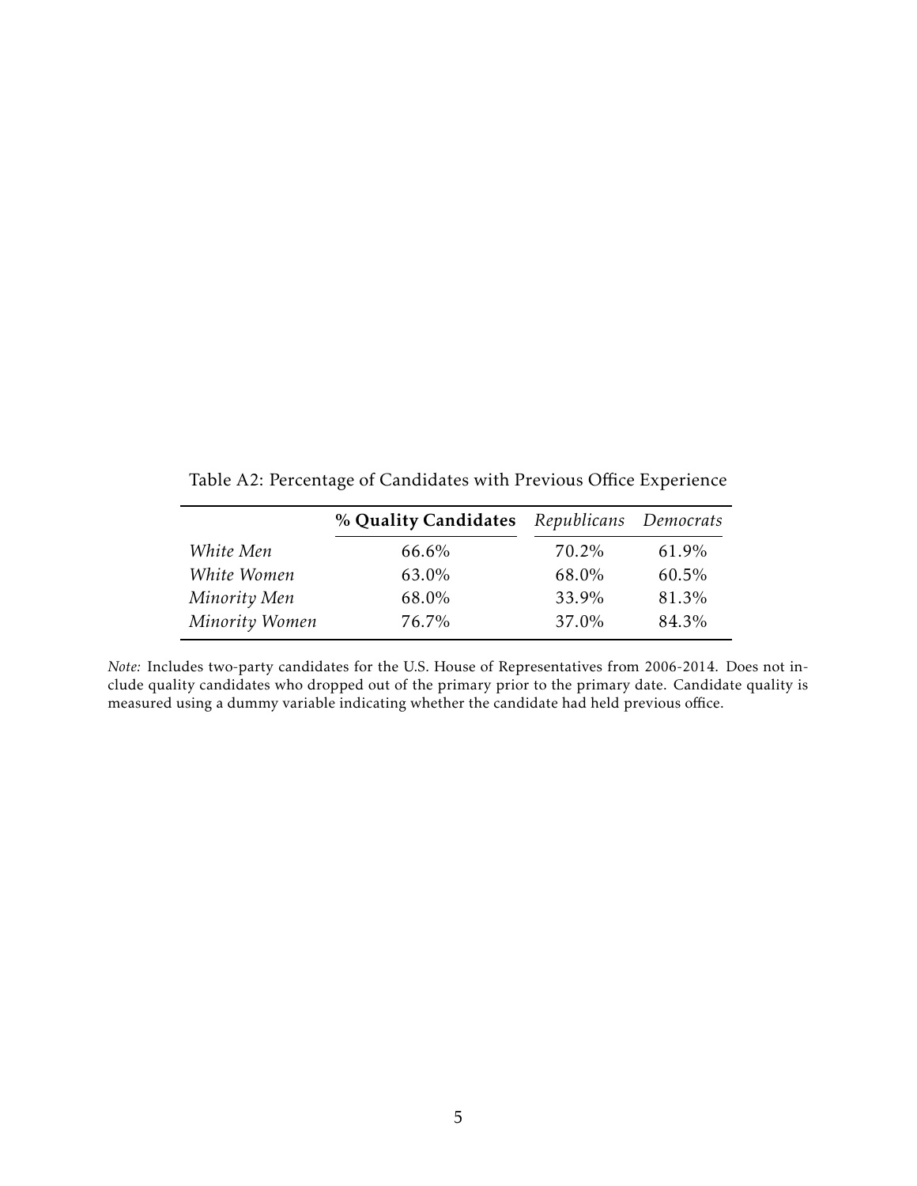Table A2: Percentage of Candidates with Previous Office Experience

| | **% Quality Candidates** | *Republicans* | *Democrats* |
|---|---|---|---|
| *White Men* | 66.6% | 70.2% | 61.9% |
| *White Women* | 63.0% | 68.0% | 60.5% |
| *Minority Men* | 68.0% | 33.9% | 81.3% |
| *Minority Women* | 76.7% | 37.0% | 84.3% |

*Note:* Includes two-party candidates for the U.S. House of Representatives from 2006-2014. Does not include quality candidates who dropped out of the primary prior to the primary date. Candidate quality is measured using a dummy variable indicating whether the candidate had held previous office.